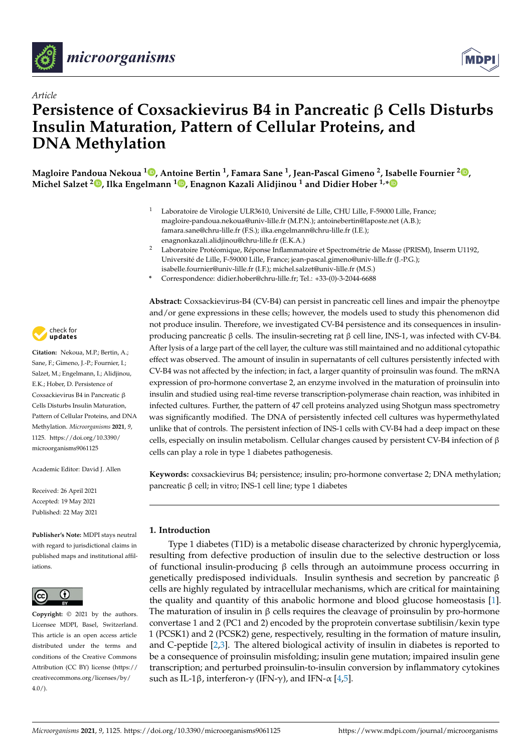*Article*

# Persistence of Coxsackievirus B4 in Pancreatic β Cells Disturbs Insulin Maturation, Pattern of Cellular Proteins, and DNA Methylation

**Magloire Pandoua Nekoua [1], Antoine Bertin [1], Famara Sane [1], Jean-Pascal Gimeno [2], Isabelle Fournier [2], Michel Salzet [2], Ilka Engelmann [1], Enagnon Kazali Alidjinou [1] and Didier Hober [1,*]**

[1] Laboratoire de Virologie ULR3610, Université de Lille, CHU Lille, F-59000 Lille, France; magloire-pandoua.nekoua@univ-lille.fr (M.P.N.); antoinebertin@laposte.net (A.B.); famara.sane@chru-lille.fr (F.S.); ilka.engelmann@chru-lille.fr (I.E.); enagnonkazali.alidjinou@chru-lille.fr (E.K.A.)

[2] Laboratoire Protéomique, Réponse Inflammatoire et Spectrométrie de Masse (PRISM), Inserm U1192, Université de Lille, F-59000 Lille, France; jean-pascal.gimeno@univ-lille.fr (J.-P.G.); isabelle.fournier@univ-lille.fr (I.F.); michel.salzet@univ-lille.fr (M.S.)

\* Correspondence: didier.hober@chru-lille.fr; Tel.: +33-(0)-3-2044-6688

**Citation:** Nekoua, M.P.; Bertin, A.; Sane, F.; Gimeno, J.-P.; Fournier, I.; Salzet, M.; Engelmann, I.; Alidjinou, E.K.; Hober, D. Persistence of Coxsackievirus B4 in Pancreatic β Cells Disturbs Insulin Maturation, Pattern of Cellular Proteins, and DNA Methylation. *Microorganisms* **2021**, *9*, 1125. https://doi.org/10.3390/microorganisms9061125

Academic Editor: David J. Allen

Received: 26 April 2021
Accepted: 19 May 2021
Published: 22 May 2021

**Publisher's Note:** MDPI stays neutral with regard to jurisdictional claims in published maps and institutional affiliations.

**Copyright:** © 2021 by the authors. Licensee MDPI, Basel, Switzerland. This article is an open access article distributed under the terms and conditions of the Creative Commons Attribution (CC BY) license (https://creativecommons.org/licenses/by/4.0/).

**Abstract:** Coxsackievirus-B4 (CV-B4) can persist in pancreatic cell lines and impair the phenoytpe and/or gene expressions in these cells; however, the models used to study this phenomenon did not produce insulin. Therefore, we investigated CV-B4 persistence and its consequences in insulin-producing pancreatic β cells. The insulin-secreting rat β cell line, INS-1, was infected with CV-B4. After lysis of a large part of the cell layer, the culture was still maintained and no additional cytopathic effect was observed. The amount of insulin in supernatants of cell cultures persistently infected with CV-B4 was not affected by the infection; in fact, a larger quantity of proinsulin was found. The mRNA expression of pro-hormone convertase 2, an enzyme involved in the maturation of proinsulin into insulin and studied using real-time reverse transcription-polymerase chain reaction, was inhibited in infected cultures. Further, the pattern of 47 cell proteins analyzed using Shotgun mass spectrometry was significantly modified. The DNA of persistently infected cell cultures was hypermethylated unlike that of controls. The persistent infection of INS-1 cells with CV-B4 had a deep impact on these cells, especially on insulin metabolism. Cellular changes caused by persistent CV-B4 infection of β cells can play a role in type 1 diabetes pathogenesis.

**Keywords:** coxsackievirus B4; persistence; insulin; pro-hormone convertase 2; DNA methylation; pancreatic β cell; in vitro; INS-1 cell line; type 1 diabetes

## 1. Introduction

Type 1 diabetes (T1D) is a metabolic disease characterized by chronic hyperglycemia, resulting from defective production of insulin due to the selective destruction or loss of functional insulin-producing β cells through an autoimmune process occurring in genetically predisposed individuals. Insulin synthesis and secretion by pancreatic β cells are highly regulated by intracellular mechanisms, which are critical for maintaining the quality and quantity of this anabolic hormone and blood glucose homeostasis [1]. The maturation of insulin in β cells requires the cleavage of proinsulin by pro-hormone convertase 1 and 2 (PC1 and 2) encoded by the proprotein convertase subtilisin/kexin type 1 (PCSK1) and 2 (PCSK2) gene, respectively, resulting in the formation of mature insulin, and C-peptide [2,3]. The altered biological activity of insulin in diabetes is reported to be a consequence of proinsulin misfolding; insulin gene mutation; impaired insulin gene transcription; and perturbed proinsulin-to-insulin conversion by inflammatory cytokines such as IL-1β, interferon-γ (IFN-γ), and IFN-α [4,5].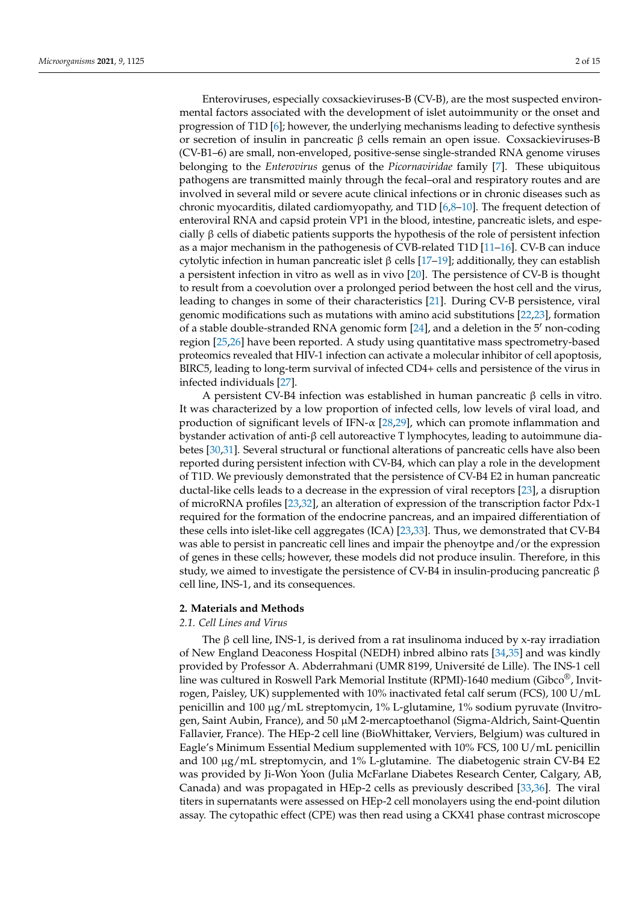Enteroviruses, especially coxsackieviruses-B (CV-B), are the most suspected environmental factors associated with the development of islet autoimmunity or the onset and progression of T1D [6]; however, the underlying mechanisms leading to defective synthesis or secretion of insulin in pancreatic β cells remain an open issue. Coxsackieviruses-B (CV-B1–6) are small, non-enveloped, positive-sense single-stranded RNA genome viruses belonging to the *Enterovirus* genus of the *Picornaviridae* family [7]. These ubiquitous pathogens are transmitted mainly through the fecal–oral and respiratory routes and are involved in several mild or severe acute clinical infections or in chronic diseases such as chronic myocarditis, dilated cardiomyopathy, and T1D [6,8–10]. The frequent detection of enteroviral RNA and capsid protein VP1 in the blood, intestine, pancreatic islets, and especially β cells of diabetic patients supports the hypothesis of the role of persistent infection as a major mechanism in the pathogenesis of CVB-related T1D [11–16]. CV-B can induce cytolytic infection in human pancreatic islet β cells [17–19]; additionally, they can establish a persistent infection in vitro as well as in vivo [20]. The persistence of CV-B is thought to result from a coevolution over a prolonged period between the host cell and the virus, leading to changes in some of their characteristics [21]. During CV-B persistence, viral genomic modifications such as mutations with amino acid substitutions [22,23], formation of a stable double-stranded RNA genomic form [24], and a deletion in the 5′ non-coding region [25,26] have been reported. A study using quantitative mass spectrometry-based proteomics revealed that HIV-1 infection can activate a molecular inhibitor of cell apoptosis, BIRC5, leading to long-term survival of infected CD4+ cells and persistence of the virus in infected individuals [27].

A persistent CV-B4 infection was established in human pancreatic β cells in vitro. It was characterized by a low proportion of infected cells, low levels of viral load, and production of significant levels of IFN-α [28,29], which can promote inflammation and bystander activation of anti-β cell autoreactive T lymphocytes, leading to autoimmune diabetes [30,31]. Several structural or functional alterations of pancreatic cells have also been reported during persistent infection with CV-B4, which can play a role in the development of T1D. We previously demonstrated that the persistence of CV-B4 E2 in human pancreatic ductal-like cells leads to a decrease in the expression of viral receptors [23], a disruption of microRNA profiles [23,32], an alteration of expression of the transcription factor Pdx-1 required for the formation of the endocrine pancreas, and an impaired differentiation of these cells into islet-like cell aggregates (ICA) [23,33]. Thus, we demonstrated that CV-B4 was able to persist in pancreatic cell lines and impair the phenotype and/or the expression of genes in these cells; however, these models did not produce insulin. Therefore, in this study, we aimed to investigate the persistence of CV-B4 in insulin-producing pancreatic β cell line, INS-1, and its consequences.

## 2. Materials and Methods

### 2.1. Cell Lines and Virus

The β cell line, INS-1, is derived from a rat insulinoma induced by x-ray irradiation of New England Deaconess Hospital (NEDH) inbred albino rats [34,35] and was kindly provided by Professor A. Abderrahmani (UMR 8199, Université de Lille). The INS-1 cell line was cultured in Roswell Park Memorial Institute (RPMI)-1640 medium (Gibco®, Invitrogen, Paisley, UK) supplemented with 10% inactivated fetal calf serum (FCS), 100 U/mL penicillin and 100 µg/mL streptomycin, 1% L-glutamine, 1% sodium pyruvate (Invitrogen, Saint Aubin, France), and 50 µM 2-mercaptoethanol (Sigma-Aldrich, Saint-Quentin Fallavier, France). The HEp-2 cell line (BioWhittaker, Verviers, Belgium) was cultured in Eagle's Minimum Essential Medium supplemented with 10% FCS, 100 U/mL penicillin and 100 µg/mL streptomycin, and 1% L-glutamine. The diabetogenic strain CV-B4 E2 was provided by Ji-Won Yoon (Julia McFarlane Diabetes Research Center, Calgary, AB, Canada) and was propagated in HEp-2 cells as previously described [33,36]. The viral titers in supernatants were assessed on HEp-2 cell monolayers using the end-point dilution assay. The cytopathic effect (CPE) was then read using a CKX41 phase contrast microscope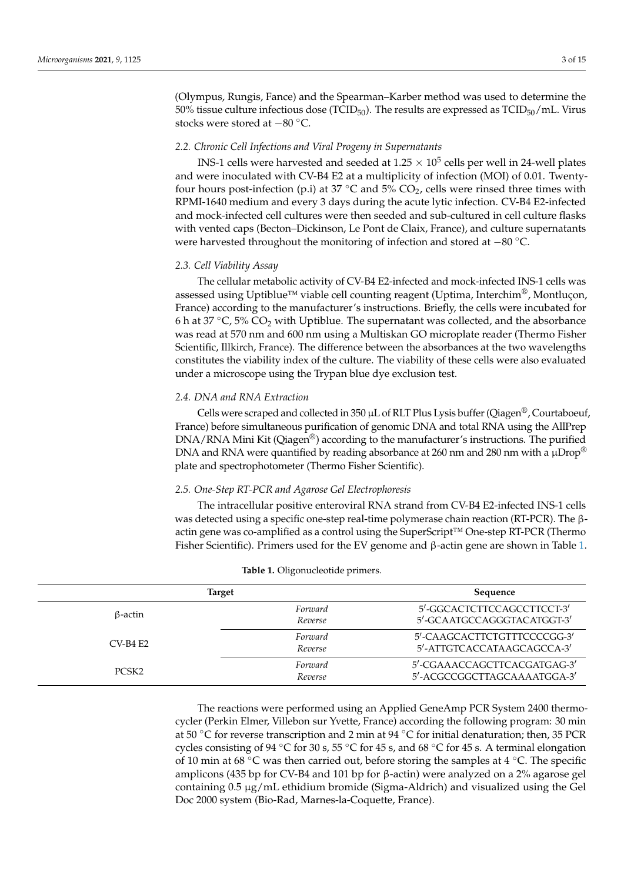(Olympus, Rungis, Fance) and the Spearman–Karber method was used to determine the 50% tissue culture infectious dose ($TCID_{50}$). The results are expressed as $TCID_{50}$/mL. Virus stocks were stored at −80 °C.

### 2.2. Chronic Cell Infections and Viral Progeny in Supernatants

INS-1 cells were harvested and seeded at $1.25 \times 10^5$ cells per well in 24-well plates and were inoculated with CV-B4 E2 at a multiplicity of infection (MOI) of 0.01. Twenty-four hours post-infection (p.i) at 37 °C and 5% $CO_2$, cells were rinsed three times with RPMI-1640 medium and every 3 days during the acute lytic infection. CV-B4 E2-infected and mock-infected cell cultures were then seeded and sub-cultured in cell culture flasks with vented caps (Becton–Dickinson, Le Pont de Claix, France), and culture supernatants were harvested throughout the monitoring of infection and stored at −80 °C.

### 2.3. Cell Viability Assay

The cellular metabolic activity of CV-B4 E2-infected and mock-infected INS-1 cells was assessed using Uptiblue™ viable cell counting reagent (Uptima, Interchim®, Montluçon, France) according to the manufacturer's instructions. Briefly, the cells were incubated for 6 h at 37 °C, 5% $CO_2$ with Uptiblue. The supernatant was collected, and the absorbance was read at 570 nm and 600 nm using a Multiskan GO microplate reader (Thermo Fisher Scientific, Illkirch, France). The difference between the absorbances at the two wavelengths constitutes the viability index of the culture. The viability of these cells were also evaluated under a microscope using the Trypan blue dye exclusion test.

### 2.4. DNA and RNA Extraction

Cells were scraped and collected in 350 µL of RLT Plus Lysis buffer (Qiagen®, Courtaboeuf, France) before simultaneous purification of genomic DNA and total RNA using the AllPrep DNA/RNA Mini Kit (Qiagen®) according to the manufacturer's instructions. The purified DNA and RNA were quantified by reading absorbance at 260 nm and 280 nm with a µDrop® plate and spectrophotometer (Thermo Fisher Scientific).

### 2.5. One-Step RT-PCR and Agarose Gel Electrophoresis

The intracellular positive enteroviral RNA strand from CV-B4 E2-infected INS-1 cells was detected using a specific one-step real-time polymerase chain reaction (RT-PCR). The β-actin gene was co-amplified as a control using the SuperScript™ One-step RT-PCR (Thermo Fisher Scientific). Primers used for the EV genome and β-actin gene are shown in Table 1.

**Table 1.** Oligonucleotide primers.

| Target | | Sequence |
|---|---|---|
| β-actin | *Forward* | 5′-GGCACTCTTCCAGCCTTCCT-3′ |
| | *Reverse* | 5′-GCAATGCCAGGGTACATGGT-3′ |
| CV-B4 E2 | *Forward* | 5′-CAAGCACTTCTGTTTCCCCGG-3′ |
| | *Reverse* | 5′-ATTGTCACCATAAGCAGCCA-3′ |
| PCSK2 | *Forward* | 5′-CGAAACCAGCTTCACGATGAG-3′ |
| | *Reverse* | 5′-ACGCCGGCTTAGCAAAATGGA-3′ |

The reactions were performed using an Applied GeneAmp PCR System 2400 thermocycler (Perkin Elmer, Villebon sur Yvette, France) according the following program: 30 min at 50 °C for reverse transcription and 2 min at 94 °C for initial denaturation; then, 35 PCR cycles consisting of 94 °C for 30 s, 55 °C for 45 s, and 68 °C for 45 s. A terminal elongation of 10 min at 68 °C was then carried out, before storing the samples at 4 °C. The specific amplicons (435 bp for CV-B4 and 101 bp for β-actin) were analyzed on a 2% agarose gel containing 0.5 µg/mL ethidium bromide (Sigma-Aldrich) and visualized using the Gel Doc 2000 system (Bio-Rad, Marnes-la-Coquette, France).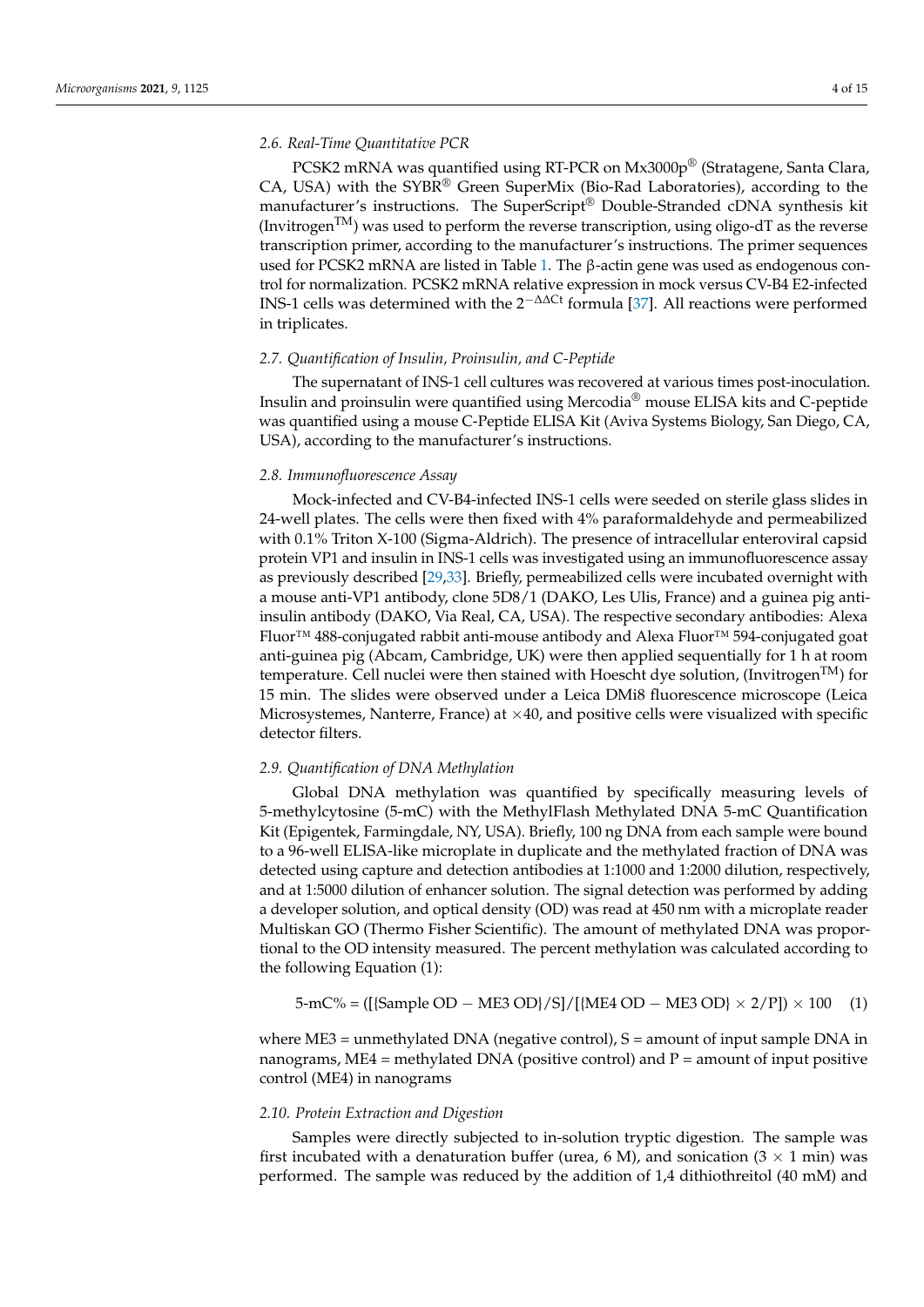### 2.6. Real-Time Quantitative PCR

PCSK2 mRNA was quantified using RT-PCR on Mx3000p® (Stratagene, Santa Clara, CA, USA) with the SYBR® Green SuperMix (Bio-Rad Laboratories), according to the manufacturer's instructions. The SuperScript® Double-Stranded cDNA synthesis kit (Invitrogen™) was used to perform the reverse transcription, using oligo-dT as the reverse transcription primer, according to the manufacturer's instructions. The primer sequences used for PCSK2 mRNA are listed in Table 1. The β-actin gene was used as endogenous control for normalization. PCSK2 mRNA relative expression in mock versus CV-B4 E2-infected INS-1 cells was determined with the $2^{-\Delta\Delta Ct}$ formula [37]. All reactions were performed in triplicates.

### 2.7. Quantification of Insulin, Proinsulin, and C-Peptide

The supernatant of INS-1 cell cultures was recovered at various times post-inoculation. Insulin and proinsulin were quantified using Mercodia® mouse ELISA kits and C-peptide was quantified using a mouse C-Peptide ELISA Kit (Aviva Systems Biology, San Diego, CA, USA), according to the manufacturer's instructions.

### 2.8. Immunofluorescence Assay

Mock-infected and CV-B4-infected INS-1 cells were seeded on sterile glass slides in 24-well plates. The cells were then fixed with 4% paraformaldehyde and permeabilized with 0.1% Triton X-100 (Sigma-Aldrich). The presence of intracellular enteroviral capsid protein VP1 and insulin in INS-1 cells was investigated using an immunofluorescence assay as previously described [29,33]. Briefly, permeabilized cells were incubated overnight with a mouse anti-VP1 antibody, clone 5D8/1 (DAKO, Les Ulis, France) and a guinea pig anti-insulin antibody (DAKO, Via Real, CA, USA). The respective secondary antibodies: Alexa Fluor™ 488-conjugated rabbit anti-mouse antibody and Alexa Fluor™ 594-conjugated goat anti-guinea pig (Abcam, Cambridge, UK) were then applied sequentially for 1 h at room temperature. Cell nuclei were then stained with Hoescht dye solution, (Invitrogen™) for 15 min. The slides were observed under a Leica DMi8 fluorescence microscope (Leica Microsystemes, Nanterre, France) at ×40, and positive cells were visualized with specific detector filters.

### 2.9. Quantification of DNA Methylation

Global DNA methylation was quantified by specifically measuring levels of 5-methylcytosine (5-mC) with the MethylFlash Methylated DNA 5-mC Quantification Kit (Epigentek, Farmingdale, NY, USA). Briefly, 100 ng DNA from each sample were bound to a 96-well ELISA-like microplate in duplicate and the methylated fraction of DNA was detected using capture and detection antibodies at 1:1000 and 1:2000 dilution, respectively, and at 1:5000 dilution of enhancer solution. The signal detection was performed by adding a developer solution, and optical density (OD) was read at 450 nm with a microplate reader Multiskan GO (Thermo Fisher Scientific). The amount of methylated DNA was proportional to the OD intensity measured. The percent methylation was calculated according to the following Equation (1):

$$\text{5-mC\%} = ([\{\text{Sample OD} - \text{ME3 OD}\}/S]/[\{\text{ME4 OD} - \text{ME3 OD}\} \times 2/P]) \times 100 \quad (1)$$

where ME3 = unmethylated DNA (negative control), S = amount of input sample DNA in nanograms, ME4 = methylated DNA (positive control) and P = amount of input positive control (ME4) in nanograms

### 2.10. Protein Extraction and Digestion

Samples were directly subjected to in-solution tryptic digestion. The sample was first incubated with a denaturation buffer (urea, 6 M), and sonication (3 × 1 min) was performed. The sample was reduced by the addition of 1,4 dithiothreitol (40 mM) and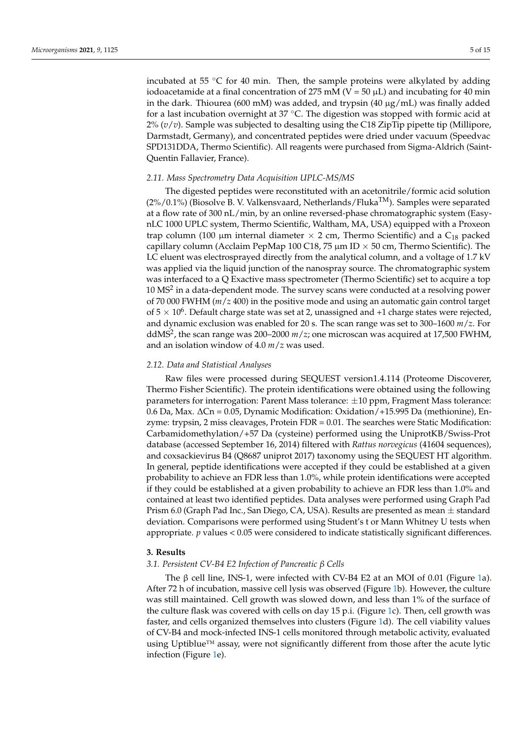incubated at 55 °C for 40 min. Then, the sample proteins were alkylated by adding iodoacetamide at a final concentration of 275 mM (V = 50 μL) and incubating for 40 min in the dark. Thiourea (600 mM) was added, and trypsin (40 μg/mL) was finally added for a last incubation overnight at 37 °C. The digestion was stopped with formic acid at 2% (*v*/*v*). Sample was subjected to desalting using the C18 ZipTip pipette tip (Millipore, Darmstadt, Germany), and concentrated peptides were dried under vacuum (Speedvac SPD131DDA, Thermo Scientific). All reagents were purchased from Sigma-Aldrich (Saint-Quentin Fallavier, France).

### 2.11. Mass Spectrometry Data Acquisition UPLC-MS/MS

The digested peptides were reconstituted with an acetonitrile/formic acid solution (2%/0.1%) (Biosolve B. V. Valkensvaard, Netherlands/Fluka™). Samples were separated at a flow rate of 300 nL/min, by an online reversed-phase chromatographic system (Easy-nLC 1000 UPLC system, Thermo Scientific, Waltham, MA, USA) equipped with a Proxeon trap column (100 μm internal diameter × 2 cm, Thermo Scientific) and a $C_{18}$ packed capillary column (Acclaim PepMap 100 C18, 75 μm ID × 50 cm, Thermo Scientific). The LC eluent was electrosprayed directly from the analytical column, and a voltage of 1.7 kV was applied via the liquid junction of the nanospray source. The chromatographic system was interfaced to a Q Exactive mass spectrometer (Thermo Scientific) set to acquire a top 10 $MS^2$ in a data-dependent mode. The survey scans were conducted at a resolving power of 70 000 FWHM (*m*/*z* 400) in the positive mode and using an automatic gain control target of $5 \times 10^6$. Default charge state was set at 2, unassigned and +1 charge states were rejected, and dynamic exclusion was enabled for 20 s. The scan range was set to 300–1600 *m*/*z*. For $ddMS^2$, the scan range was 200–2000 *m*/*z*; one microscan was acquired at 17,500 FWHM, and an isolation window of 4.0 *m*/*z* was used.

### 2.12. Data and Statistical Analyses

Raw files were processed during SEQUEST version1.4.114 (Proteome Discoverer, Thermo Fisher Scientific). The protein identifications were obtained using the following parameters for interrogation: Parent Mass tolerance: ±10 ppm, Fragment Mass tolerance: 0.6 Da, Max. ΔCn = 0.05, Dynamic Modification: Oxidation/+15.995 Da (methionine), Enzyme: trypsin, 2 miss cleavages, Protein FDR = 0.01. The searches were Static Modification: Carbamidomethylation/+57 Da (cysteine) performed using the UniprotKB/Swiss-Prot database (accessed September 16, 2014) filtered with *Rattus norvegicus* (41604 sequences), and coxsackievirus B4 (Q8687 uniprot 2017) taxonomy using the SEQUEST HT algorithm. In general, peptide identifications were accepted if they could be established at a given probability to achieve an FDR less than 1.0%, while protein identifications were accepted if they could be established at a given probability to achieve an FDR less than 1.0% and contained at least two identified peptides. Data analyses were performed using Graph Pad Prism 6.0 (Graph Pad Inc., San Diego, CA, USA). Results are presented as mean ± standard deviation. Comparisons were performed using Student's t or Mann Whitney U tests when appropriate. $p$ values < 0.05 were considered to indicate statistically significant differences.

## 3. Results

### 3.1. Persistent CV-B4 E2 Infection of Pancreatic β Cells

The β cell line, INS-1, were infected with CV-B4 E2 at an MOI of 0.01 (Figure 1a). After 72 h of incubation, massive cell lysis was observed (Figure 1b). However, the culture was still maintained. Cell growth was slowed down, and less than 1% of the surface of the culture flask was covered with cells on day 15 p.i. (Figure 1c). Then, cell growth was faster, and cells organized themselves into clusters (Figure 1d). The cell viability values of CV-B4 and mock-infected INS-1 cells monitored through metabolic activity, evaluated using Uptiblue™ assay, were not significantly different from those after the acute lytic infection (Figure 1e).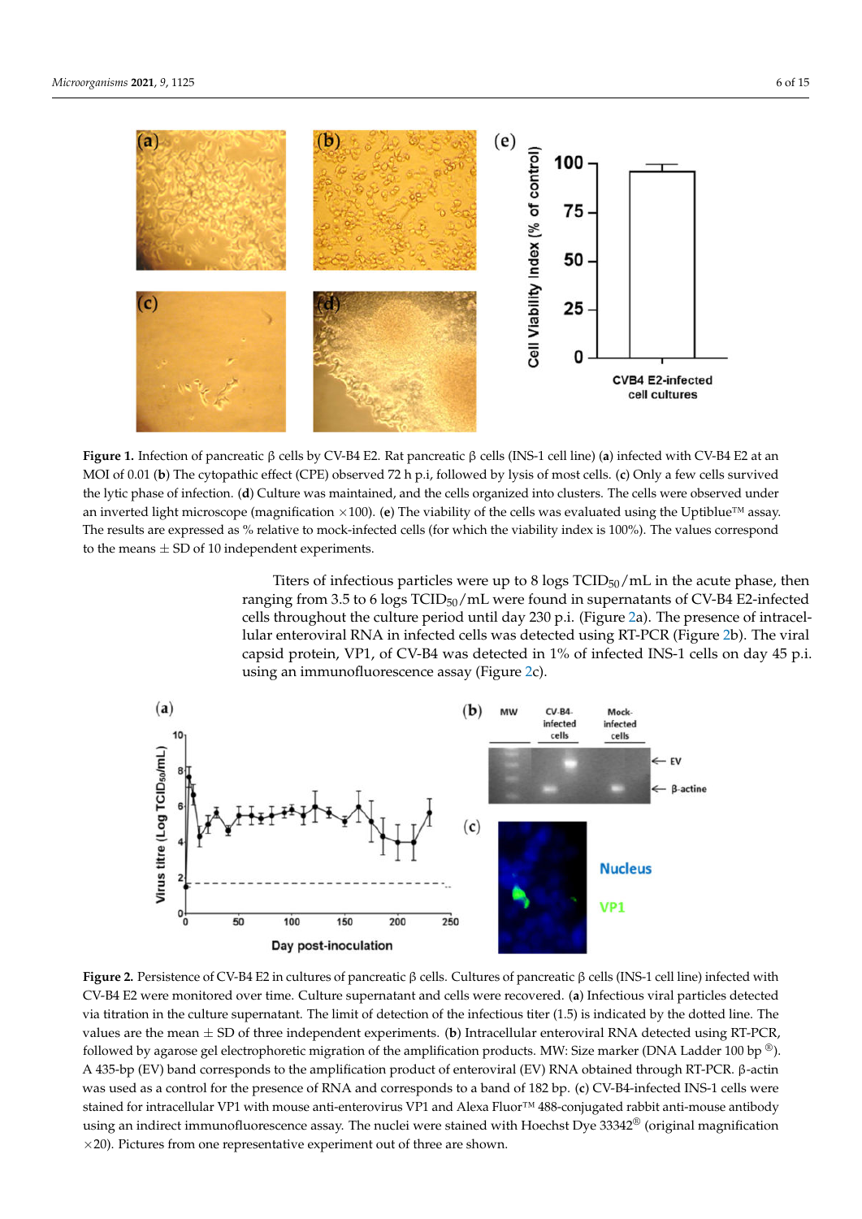**Figure 1.** Infection of pancreatic β cells by CV-B4 E2. Rat pancreatic β cells (INS-1 cell line) (**a**) infected with CV-B4 E2 at an MOI of 0.01 (**b**) The cytopathic effect (CPE) observed 72 h p.i, followed by lysis of most cells. (**c**) Only a few cells survived the lytic phase of infection. (**d**) Culture was maintained, and the cells organized into clusters. The cells were observed under an inverted light microscope (magnification ×100). (**e**) The viability of the cells was evaluated using the Uptiblue™ assay. The results are expressed as % relative to mock-infected cells (for which the viability index is 100%). The values correspond to the means ± SD of 10 independent experiments.

Titers of infectious particles were up to 8 logs $TCID_{50}$/mL in the acute phase, then ranging from 3.5 to 6 logs $TCID_{50}$/mL were found in supernatants of CV-B4 E2-infected cells throughout the culture period until day 230 p.i. (Figure 2a). The presence of intracellular enteroviral RNA in infected cells was detected using RT-PCR (Figure 2b). The viral capsid protein, VP1, of CV-B4 was detected in 1% of infected INS-1 cells on day 45 p.i. using an immunofluorescence assay (Figure 2c).

**Figure 2.** Persistence of CV-B4 E2 in cultures of pancreatic β cells. Cultures of pancreatic β cells (INS-1 cell line) infected with CV-B4 E2 were monitored over time. Culture supernatant and cells were recovered. (**a**) Infectious viral particles detected via titration in the culture supernatant. The limit of detection of the infectious titer (1.5) is indicated by the dotted line. The values are the mean ± SD of three independent experiments. (**b**) Intracellular enteroviral RNA detected using RT-PCR, followed by agarose gel electrophoretic migration of the amplification products. MW: Size marker (DNA Ladder 100 bp ®). A 435-bp (EV) band corresponds to the amplification product of enteroviral (EV) RNA obtained through RT-PCR. β-actin was used as a control for the presence of RNA and corresponds to a band of 182 bp. (**c**) CV-B4-infected INS-1 cells were stained for intracellular VP1 with mouse anti-enterovirus VP1 and Alexa Fluor™ 488-conjugated rabbit anti-mouse antibody using an indirect immunofluorescence assay. The nuclei were stained with Hoechst Dye 33342® (original magnification ×20). Pictures from one representative experiment out of three are shown.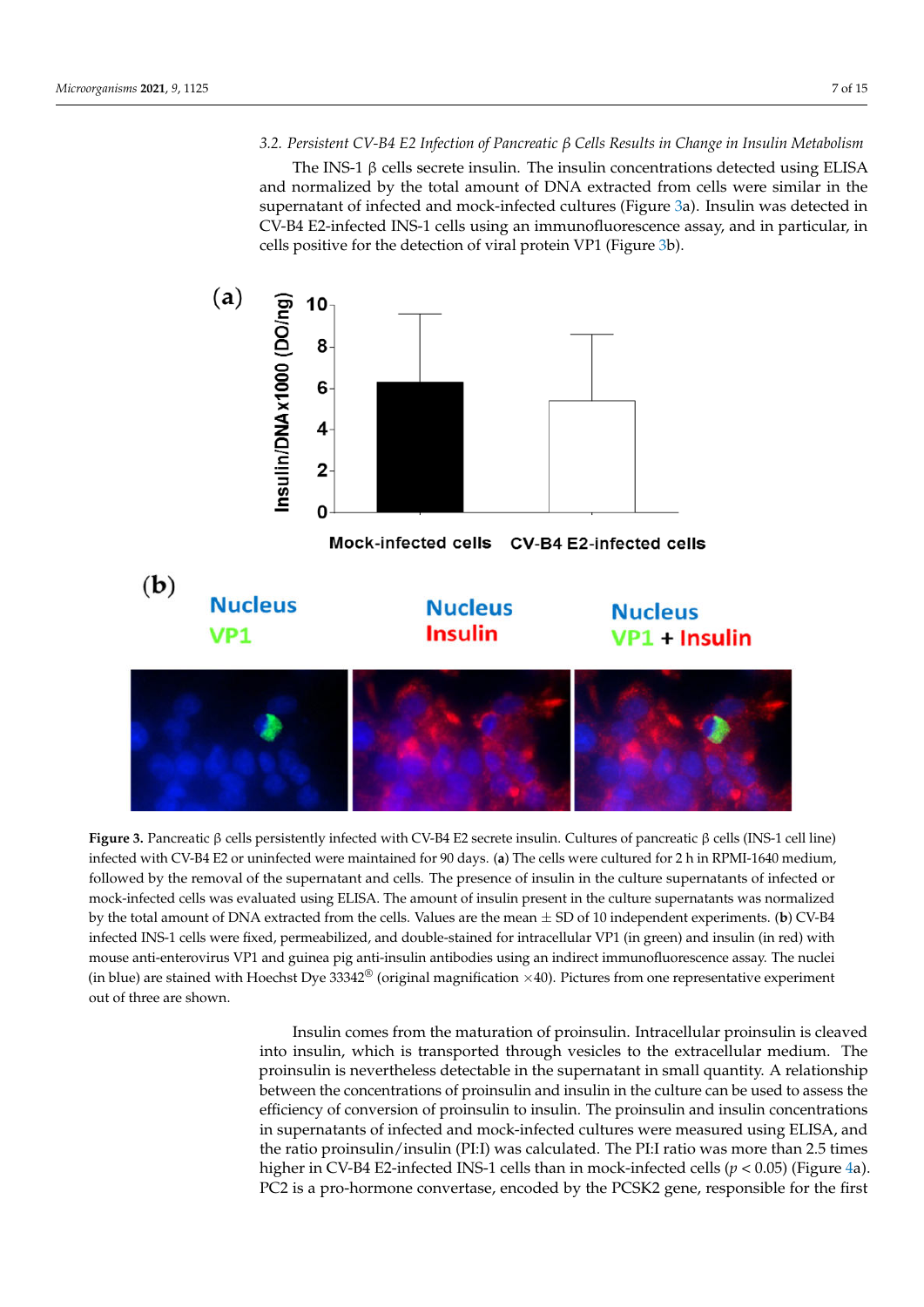### 3.2. Persistent CV-B4 E2 Infection of Pancreatic β Cells Results in Change in Insulin Metabolism

The INS-1 β cells secrete insulin. The insulin concentrations detected using ELISA and normalized by the total amount of DNA extracted from cells were similar in the supernatant of infected and mock-infected cultures (Figure 3a). Insulin was detected in CV-B4 E2-infected INS-1 cells using an immunofluorescence assay, and in particular, in cells positive for the detection of viral protein VP1 (Figure 3b).

**Figure 3.** Pancreatic β cells persistently infected with CV-B4 E2 secrete insulin. Cultures of pancreatic β cells (INS-1 cell line) infected with CV-B4 E2 or uninfected were maintained for 90 days. (**a**) The cells were cultured for 2 h in RPMI-1640 medium, followed by the removal of the supernatant and cells. The presence of insulin in the culture supernatants of infected or mock-infected cells was evaluated using ELISA. The amount of insulin present in the culture supernatants was normalized by the total amount of DNA extracted from the cells. Values are the mean ± SD of 10 independent experiments. (**b**) CV-B4 infected INS-1 cells were fixed, permeabilized, and double-stained for intracellular VP1 (in green) and insulin (in red) with mouse anti-enterovirus VP1 and guinea pig anti-insulin antibodies using an indirect immunofluorescence assay. The nuclei (in blue) are stained with Hoechst Dye 33342® (original magnification ×40). Pictures from one representative experiment out of three are shown.

Insulin comes from the maturation of proinsulin. Intracellular proinsulin is cleaved into insulin, which is transported through vesicles to the extracellular medium. The proinsulin is nevertheless detectable in the supernatant in small quantity. A relationship between the concentrations of proinsulin and insulin in the culture can be used to assess the efficiency of conversion of proinsulin to insulin. The proinsulin and insulin concentrations in supernatants of infected and mock-infected cultures were measured using ELISA, and the ratio proinsulin/insulin (PI:I) was calculated. The PI:I ratio was more than 2.5 times higher in CV-B4 E2-infected INS-1 cells than in mock-infected cells ($p < 0.05$) (Figure 4a). PC2 is a pro-hormone convertase, encoded by the PCSK2 gene, responsible for the first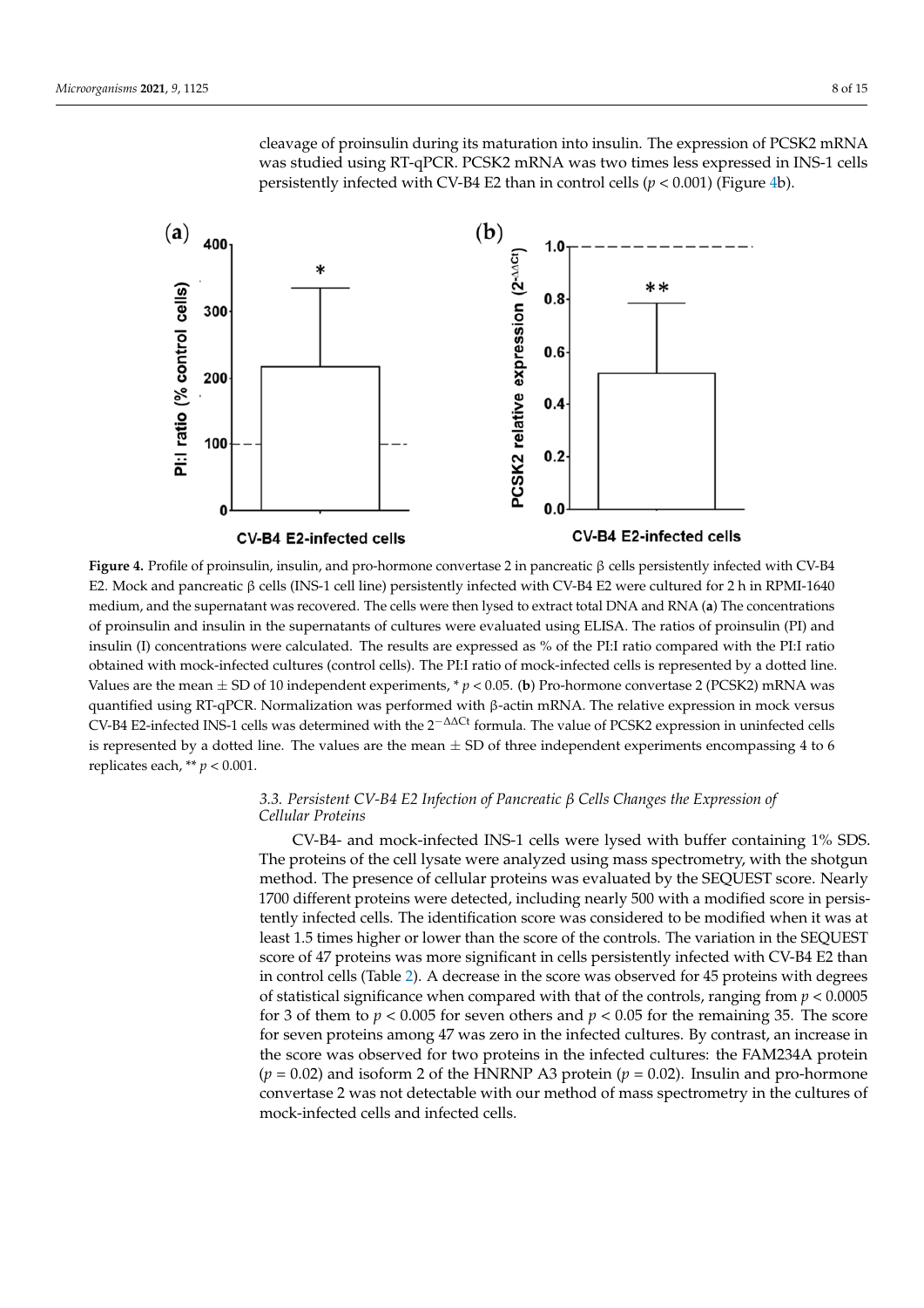cleavage of proinsulin during its maturation into insulin. The expression of PCSK2 mRNA was studied using RT-qPCR. PCSK2 mRNA was two times less expressed in INS-1 cells persistently infected with CV-B4 E2 than in control cells ($p < 0.001$) (Figure 4b).

**Figure 4.** Profile of proinsulin, insulin, and pro-hormone convertase 2 in pancreatic β cells persistently infected with CV-B4 E2. Mock and pancreatic β cells (INS-1 cell line) persistently infected with CV-B4 E2 were cultured for 2 h in RPMI-1640 medium, and the supernatant was recovered. The cells were then lysed to extract total DNA and RNA (**a**) The concentrations of proinsulin and insulin in the supernatants of cultures were evaluated using ELISA. The ratios of proinsulin (PI) and insulin (I) concentrations were calculated. The results are expressed as % of the PI:I ratio compared with the PI:I ratio obtained with mock-infected cultures (control cells). The PI:I ratio of mock-infected cells is represented by a dotted line. Values are the mean ± SD of 10 independent experiments, * $p < 0.05$. (**b**) Pro-hormone convertase 2 (PCSK2) mRNA was quantified using RT-qPCR. Normalization was performed with β-actin mRNA. The relative expression in mock versus CV-B4 E2-infected INS-1 cells was determined with the $2^{-\Delta\Delta Ct}$ formula. The value of PCSK2 expression in uninfected cells is represented by a dotted line. The values are the mean ± SD of three independent experiments encompassing 4 to 6 replicates each, ** $p < 0.001$.

### *3.3. Persistent CV-B4 E2 Infection of Pancreatic β Cells Changes the Expression of Cellular Proteins*

CV-B4- and mock-infected INS-1 cells were lysed with buffer containing 1% SDS. The proteins of the cell lysate were analyzed using mass spectrometry, with the shotgun method. The presence of cellular proteins was evaluated by the SEQUEST score. Nearly 1700 different proteins were detected, including nearly 500 with a modified score in persistently infected cells. The identification score was considered to be modified when it was at least 1.5 times higher or lower than the score of the controls. The variation in the SEQUEST score of 47 proteins was more significant in cells persistently infected with CV-B4 E2 than in control cells (Table 2). A decrease in the score was observed for 45 proteins with degrees of statistical significance when compared with that of the controls, ranging from $p < 0.0005$ for 3 of them to $p < 0.005$ for seven others and $p < 0.05$ for the remaining 35. The score for seven proteins among 47 was zero in the infected cultures. By contrast, an increase in the score was observed for two proteins in the infected cultures: the FAM234A protein ($p = 0.02$) and isoform 2 of the HNRNP A3 protein ($p = 0.02$). Insulin and pro-hormone convertase 2 was not detectable with our method of mass spectrometry in the cultures of mock-infected cells and infected cells.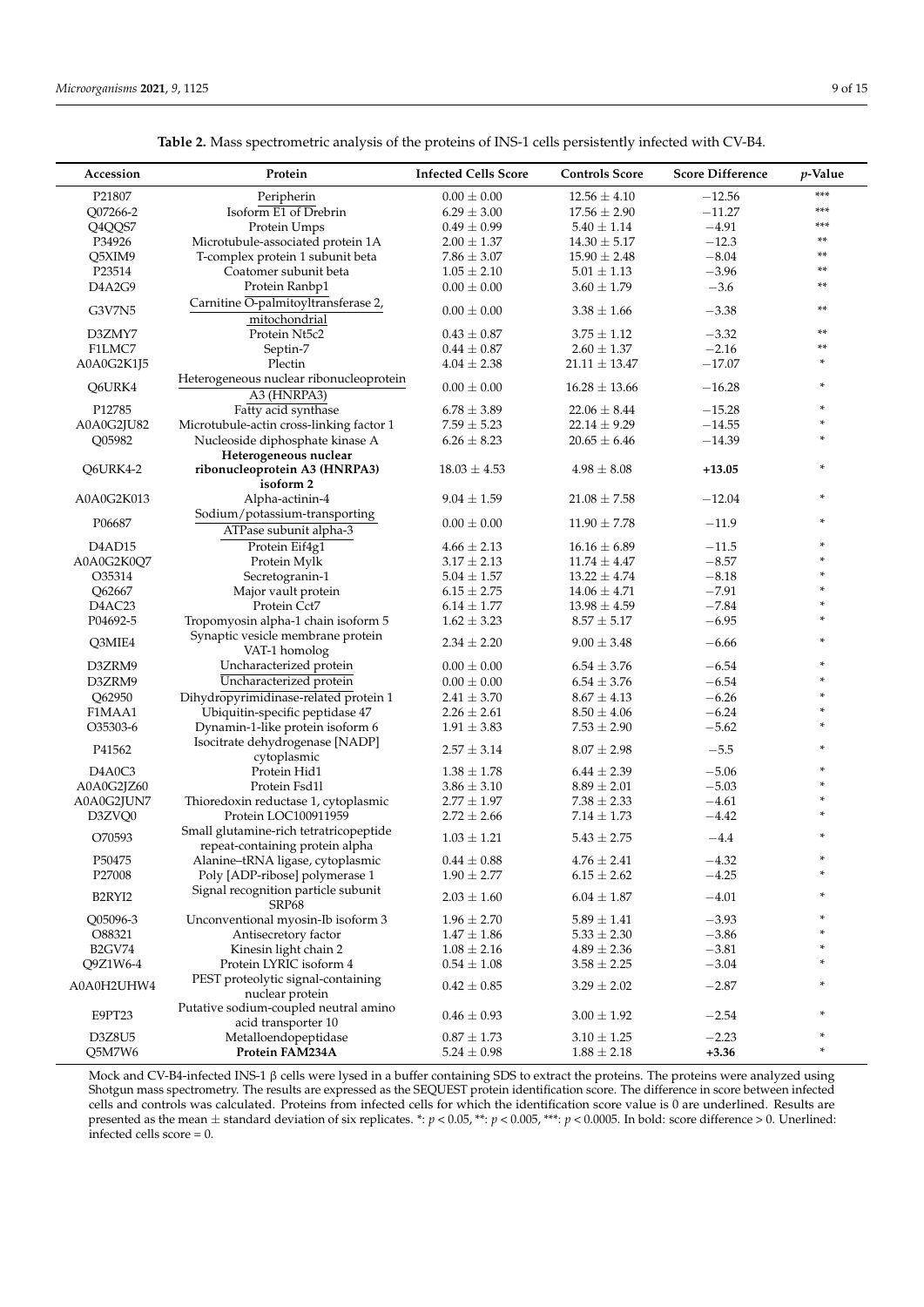**Table 2.** Mass spectrometric analysis of the proteins of INS-1 cells persistently infected with CV-B4.

| Accession | Protein | Infected Cells Score | Controls Score | Score Difference | $p$-Value |
|---|---|---|---|---|---|
| P21807 | Peripherin | $0.00 \pm 0.00$ | $12.56 \pm 4.10$ | −12.56 | *** |
| Q07266-2 | Isoform E1 of Drebrin | $6.29 \pm 3.00$ | $17.56 \pm 2.90$ | −11.27 | *** |
| Q4QQS7 | Protein Umps | $0.49 \pm 0.99$ | $5.40 \pm 1.14$ | −4.91 | *** |
| P34926 | Microtubule-associated protein 1A | $2.00 \pm 1.37$ | $14.30 \pm 5.17$ | −12.3 | ** |
| Q5XIM9 | T-complex protein 1 subunit beta | $7.86 \pm 3.07$ | $15.90 \pm 2.48$ | −8.04 | ** |
| P23514 | Coatomer subunit beta | $1.05 \pm 2.10$ | $5.01 \pm 1.13$ | −3.96 | ** |
| D4A2G9 | Protein Ranbp1 | $0.00 \pm 0.00$ | $3.60 \pm 1.79$ | −3.6 | ** |
| G3V7N5 | Carnitine O-palmitoyltransferase 2, mitochondrial | $0.00 \pm 0.00$ | $3.38 \pm 1.66$ | −3.38 | ** |
| D3ZMY7 | Protein Nt5c2 | $0.43 \pm 0.87$ | $3.75 \pm 1.12$ | −3.32 | ** |
| F1LMC7 | Septin-7 | $0.44 \pm 0.87$ | $2.60 \pm 1.37$ | −2.16 | ** |
| A0A0G2K1J5 | Plectin | $4.04 \pm 2.38$ | $21.11 \pm 13.47$ | −17.07 | * |
| Q6URK4 | Heterogeneous nuclear ribonucleoprotein A3 (HNRPA3) | $0.00 \pm 0.00$ | $16.28 \pm 13.66$ | −16.28 | * |
| P12785 | Fatty acid synthase | $6.78 \pm 3.89$ | $22.06 \pm 8.44$ | −15.28 | * |
| A0A0G2JU82 | Microtubule-actin cross-linking factor 1 | $7.59 \pm 5.23$ | $22.14 \pm 9.29$ | −14.55 | * |
| Q05982 | Nucleoside diphosphate kinase A | $6.26 \pm 8.23$ | $20.65 \pm 6.46$ | −14.39 | * |
| Q6URK4-2 | **Heterogeneous nuclear ribonucleoprotein A3 (HNRPA3) isoform 2** | $18.03 \pm 4.53$ | $4.98 \pm 8.08$ | **+13.05** | * |
| A0A0G2K013 | Alpha-actinin-4 | $9.04 \pm 1.59$ | $21.08 \pm 7.58$ | −12.04 | * |
| P06687 | Sodium/potassium-transporting ATPase subunit alpha-3 | $0.00 \pm 0.00$ | $11.90 \pm 7.78$ | −11.9 | * |
| D4AD15 | Protein Eif4g1 | $4.66 \pm 2.13$ | $16.16 \pm 6.89$ | −11.5 | * |
| A0A0G2K0Q7 | Protein Mylk | $3.17 \pm 2.13$ | $11.74 \pm 4.47$ | −8.57 | * |
| O35314 | Secretogranin-1 | $5.04 \pm 1.57$ | $13.22 \pm 4.74$ | −8.18 | * |
| Q62667 | Major vault protein | $6.15 \pm 2.75$ | $14.06 \pm 4.71$ | −7.91 | * |
| D4AC23 | Protein Cct7 | $6.14 \pm 1.77$ | $13.98 \pm 4.59$ | −7.84 | * |
| P04692-5 | Tropomyosin alpha-1 chain isoform 5 | $1.62 \pm 3.23$ | $8.57 \pm 5.17$ | −6.95 | * |
| Q3MIE4 | Synaptic vesicle membrane protein VAT-1 homolog | $2.34 \pm 2.20$ | $9.00 \pm 3.48$ | −6.66 | * |
| D3ZRM9 | Uncharacterized protein | $0.00 \pm 0.00$ | $6.54 \pm 3.76$ | −6.54 | * |
| D3ZRM9 | Uncharacterized protein | $0.00 \pm 0.00$ | $6.54 \pm 3.76$ | −6.54 | * |
| Q62950 | Dihydropyrimidinase-related protein 1 | $2.41 \pm 3.70$ | $8.67 \pm 4.13$ | −6.26 | * |
| F1MAA1 | Ubiquitin-specific peptidase 47 | $2.26 \pm 2.61$ | $8.50 \pm 4.06$ | −6.24 | * |
| O35303-6 | Dynamin-1-like protein isoform 6 | $1.91 \pm 3.83$ | $7.53 \pm 2.90$ | −5.62 | * |
| P41562 | Isocitrate dehydrogenase [NADP] cytoplasmic | $2.57 \pm 3.14$ | $8.07 \pm 2.98$ | −5.5 | * |
| D4A0C3 | Protein Hid1 | $1.38 \pm 1.78$ | $6.44 \pm 2.39$ | −5.06 | * |
| A0A0G2JZ60 | Protein Fsd1l | $3.86 \pm 3.10$ | $8.89 \pm 2.01$ | −5.03 | * |
| A0A0G2JUN7 | Thioredoxin reductase 1, cytoplasmic | $2.77 \pm 1.97$ | $7.38 \pm 2.33$ | −4.61 | * |
| D3ZVQ0 | Protein LOC100911959 | $2.72 \pm 2.66$ | $7.14 \pm 1.73$ | −4.42 | * |
| O70593 | Small glutamine-rich tetratricopeptide repeat-containing protein alpha | $1.03 \pm 1.21$ | $5.43 \pm 2.75$ | −4.4 | * |
| P50475 | Alanine–tRNA ligase, cytoplasmic | $0.44 \pm 0.88$ | $4.76 \pm 2.41$ | −4.32 | * |
| P27008 | Poly [ADP-ribose] polymerase 1 | $1.90 \pm 2.77$ | $6.15 \pm 2.62$ | −4.25 | * |
| B2RYI2 | Signal recognition particle subunit SRP68 | $2.03 \pm 1.60$ | $6.04 \pm 1.87$ | −4.01 | * |
| Q05096-3 | Unconventional myosin-Ib isoform 3 | $1.96 \pm 2.70$ | $5.89 \pm 1.41$ | −3.93 | * |
| O88321 | Antisecretory factor | $1.47 \pm 1.86$ | $5.33 \pm 2.30$ | −3.86 | * |
| B2GV74 | Kinesin light chain 2 | $1.08 \pm 2.16$ | $4.89 \pm 2.36$ | −3.81 | * |
| Q9Z1W6-4 | Protein LYRIC isoform 4 | $0.54 \pm 1.08$ | $3.58 \pm 2.25$ | −3.04 | * |
| A0A0H2UHW4 | PEST proteolytic signal-containing nuclear protein | $0.42 \pm 0.85$ | $3.29 \pm 2.02$ | −2.87 | * |
| E9PT23 | Putative sodium-coupled neutral amino acid transporter 10 | $0.46 \pm 0.93$ | $3.00 \pm 1.92$ | −2.54 | * |
| D3Z8U5 | Metalloendopeptidase | $0.87 \pm 1.73$ | $3.10 \pm 1.25$ | −2.23 | * |
| Q5M7W6 | **Protein FAM234A** | $5.24 \pm 0.98$ | $1.88 \pm 2.18$ | **+3.36** | * |

Mock and CV-B4-infected INS-1 β cells were lysed in a buffer containing SDS to extract the proteins. The proteins were analyzed using Shotgun mass spectrometry. The results are expressed as the SEQUEST protein identification score. The difference in score between infected cells and controls was calculated. Proteins from infected cells for which the identification score value is 0 are underlined. Results are presented as the mean ± standard deviation of six replicates. *: $p < 0.05$, **: $p < 0.005$, ***: $p < 0.0005$. In bold: score difference > 0. Unerlined: infected cells score = 0.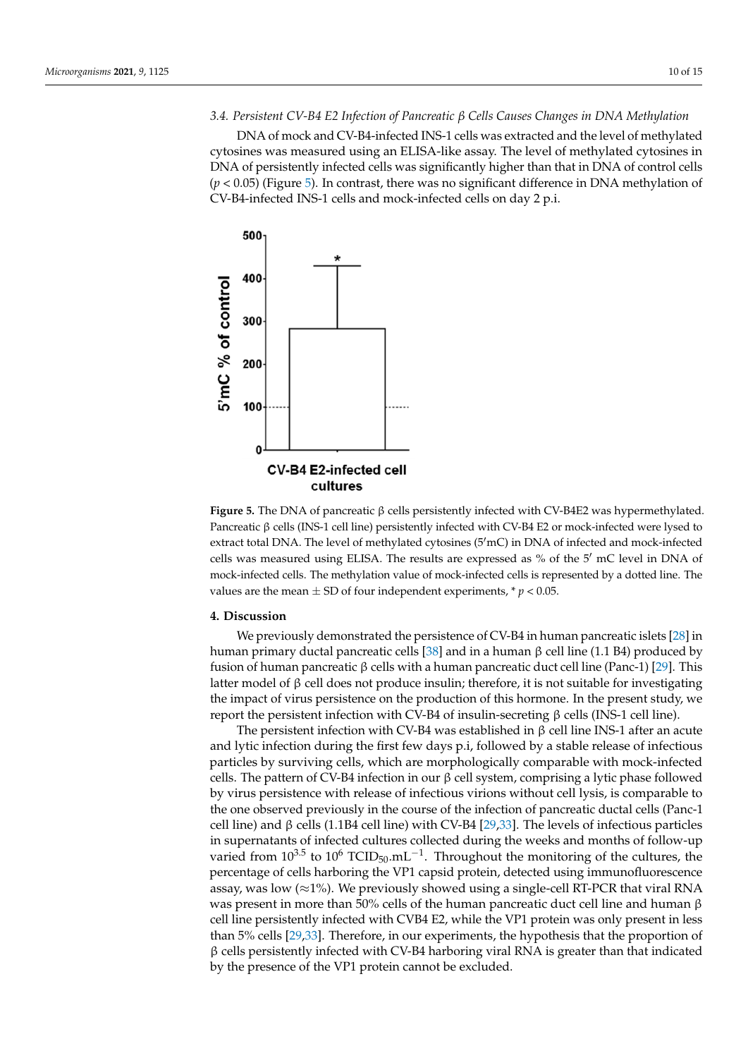### 3.4. Persistent CV-B4 E2 Infection of Pancreatic β Cells Causes Changes in DNA Methylation

DNA of mock and CV-B4-infected INS-1 cells was extracted and the level of methylated cytosines was measured using an ELISA-like assay. The level of methylated cytosines in DNA of persistently infected cells was significantly higher than that in DNA of control cells ($p < 0.05$) (Figure 5). In contrast, there was no significant difference in DNA methylation of CV-B4-infected INS-1 cells and mock-infected cells on day 2 p.i.

**Figure 5.** The DNA of pancreatic β cells persistently infected with CV-B4E2 was hypermethylated. Pancreatic β cells (INS-1 cell line) persistently infected with CV-B4 E2 or mock-infected were lysed to extract total DNA. The level of methylated cytosines (5′mC) in DNA of infected and mock-infected cells was measured using ELISA. The results are expressed as % of the 5′ mC level in DNA of mock-infected cells. The methylation value of mock-infected cells is represented by a dotted line. The values are the mean ± SD of four independent experiments, * $p < 0.05$.

## 4. Discussion

We previously demonstrated the persistence of CV-B4 in human pancreatic islets [28] in human primary ductal pancreatic cells [38] and in a human β cell line (1.1 B4) produced by fusion of human pancreatic β cells with a human pancreatic duct cell line (Panc-1) [29]. This latter model of β cell does not produce insulin; therefore, it is not suitable for investigating the impact of virus persistence on the production of this hormone. In the present study, we report the persistent infection with CV-B4 of insulin-secreting β cells (INS-1 cell line).

The persistent infection with CV-B4 was established in β cell line INS-1 after an acute and lytic infection during the first few days p.i, followed by a stable release of infectious particles by surviving cells, which are morphologically comparable with mock-infected cells. The pattern of CV-B4 infection in our β cell system, comprising a lytic phase followed by virus persistence with release of infectious virions without cell lysis, is comparable to the one observed previously in the course of the infection of pancreatic ductal cells (Panc-1 cell line) and β cells (1.1B4 cell line) with CV-B4 [29,33]. The levels of infectious particles in supernatants of infected cultures collected during the weeks and months of follow-up varied from $10^{3.5}$ to $10^{6}$ $TCID_{50}.mL^{-1}$. Throughout the monitoring of the cultures, the percentage of cells harboring the VP1 capsid protein, detected using immunofluorescence assay, was low (≈1%). We previously showed using a single-cell RT-PCR that viral RNA was present in more than 50% cells of the human pancreatic duct cell line and human β cell line persistently infected with CVB4 E2, while the VP1 protein was only present in less than 5% cells [29,33]. Therefore, in our experiments, the hypothesis that the proportion of β cells persistently infected with CV-B4 harboring viral RNA is greater than that indicated by the presence of the VP1 protein cannot be excluded.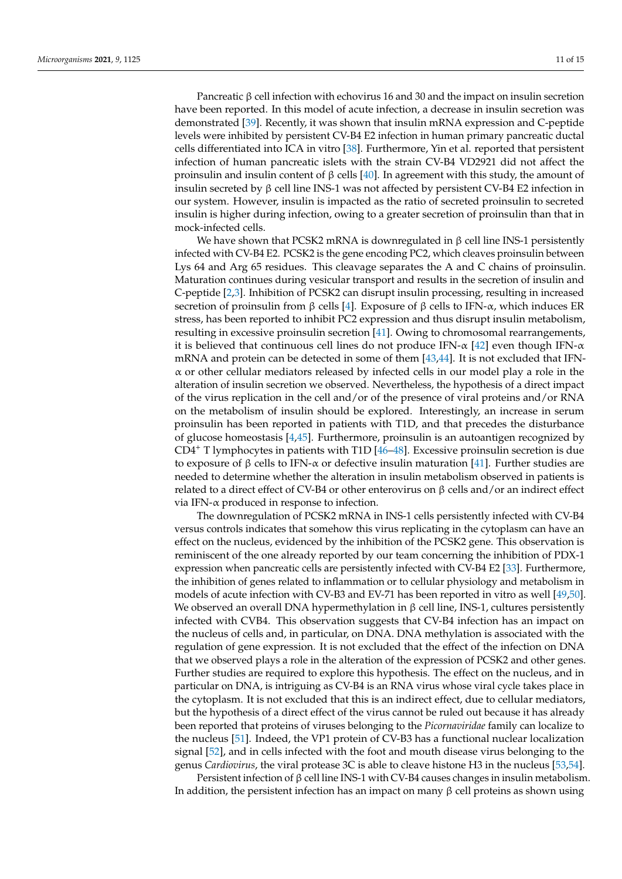Pancreatic β cell infection with echovirus 16 and 30 and the impact on insulin secretion have been reported. In this model of acute infection, a decrease in insulin secretion was demonstrated [39]. Recently, it was shown that insulin mRNA expression and C-peptide levels were inhibited by persistent CV-B4 E2 infection in human primary pancreatic ductal cells differentiated into ICA in vitro [38]. Furthermore, Yin et al. reported that persistent infection of human pancreatic islets with the strain CV-B4 VD2921 did not affect the proinsulin and insulin content of β cells [40]. In agreement with this study, the amount of insulin secreted by β cell line INS-1 was not affected by persistent CV-B4 E2 infection in our system. However, insulin is impacted as the ratio of secreted proinsulin to secreted insulin is higher during infection, owing to a greater secretion of proinsulin than that in mock-infected cells.

We have shown that PCSK2 mRNA is downregulated in β cell line INS-1 persistently infected with CV-B4 E2. PCSK2 is the gene encoding PC2, which cleaves proinsulin between Lys 64 and Arg 65 residues. This cleavage separates the A and C chains of proinsulin. Maturation continues during vesicular transport and results in the secretion of insulin and C-peptide [2,3]. Inhibition of PCSK2 can disrupt insulin processing, resulting in increased secretion of proinsulin from β cells [4]. Exposure of β cells to IFN-α, which induces ER stress, has been reported to inhibit PC2 expression and thus disrupt insulin metabolism, resulting in excessive proinsulin secretion [41]. Owing to chromosomal rearrangements, it is believed that continuous cell lines do not produce IFN-α [42] even though IFN-α mRNA and protein can be detected in some of them [43,44]. It is not excluded that IFN-α or other cellular mediators released by infected cells in our model play a role in the alteration of insulin secretion we observed. Nevertheless, the hypothesis of a direct impact of the virus replication in the cell and/or of the presence of viral proteins and/or RNA on the metabolism of insulin should be explored. Interestingly, an increase in serum proinsulin has been reported in patients with T1D, and that precedes the disturbance of glucose homeostasis [4,45]. Furthermore, proinsulin is an autoantigen recognized by $CD4^+$ T lymphocytes in patients with T1D [46–48]. Excessive proinsulin secretion is due to exposure of β cells to IFN-α or defective insulin maturation [41]. Further studies are needed to determine whether the alteration in insulin metabolism observed in patients is related to a direct effect of CV-B4 or other enterovirus on β cells and/or an indirect effect via IFN-α produced in response to infection.

The downregulation of PCSK2 mRNA in INS-1 cells persistently infected with CV-B4 versus controls indicates that somehow this virus replicating in the cytoplasm can have an effect on the nucleus, evidenced by the inhibition of the PCSK2 gene. This observation is reminiscent of the one already reported by our team concerning the inhibition of PDX-1 expression when pancreatic cells are persistently infected with CV-B4 E2 [33]. Furthermore, the inhibition of genes related to inflammation or to cellular physiology and metabolism in models of acute infection with CV-B3 and EV-71 has been reported in vitro as well [49,50]. We observed an overall DNA hypermethylation in β cell line, INS-1, cultures persistently infected with CVB4. This observation suggests that CV-B4 infection has an impact on the nucleus of cells and, in particular, on DNA. DNA methylation is associated with the regulation of gene expression. It is not excluded that the effect of the infection on DNA that we observed plays a role in the alteration of the expression of PCSK2 and other genes. Further studies are required to explore this hypothesis. The effect on the nucleus, and in particular on DNA, is intriguing as CV-B4 is an RNA virus whose viral cycle takes place in the cytoplasm. It is not excluded that this is an indirect effect, due to cellular mediators, but the hypothesis of a direct effect of the virus cannot be ruled out because it has already been reported that proteins of viruses belonging to the *Picornaviridae* family can localize to the nucleus [51]. Indeed, the VP1 protein of CV-B3 has a functional nuclear localization signal [52], and in cells infected with the foot and mouth disease virus belonging to the genus *Cardiovirus*, the viral protease 3C is able to cleave histone H3 in the nucleus [53,54].

Persistent infection of β cell line INS-1 with CV-B4 causes changes in insulin metabolism. In addition, the persistent infection has an impact on many β cell proteins as shown using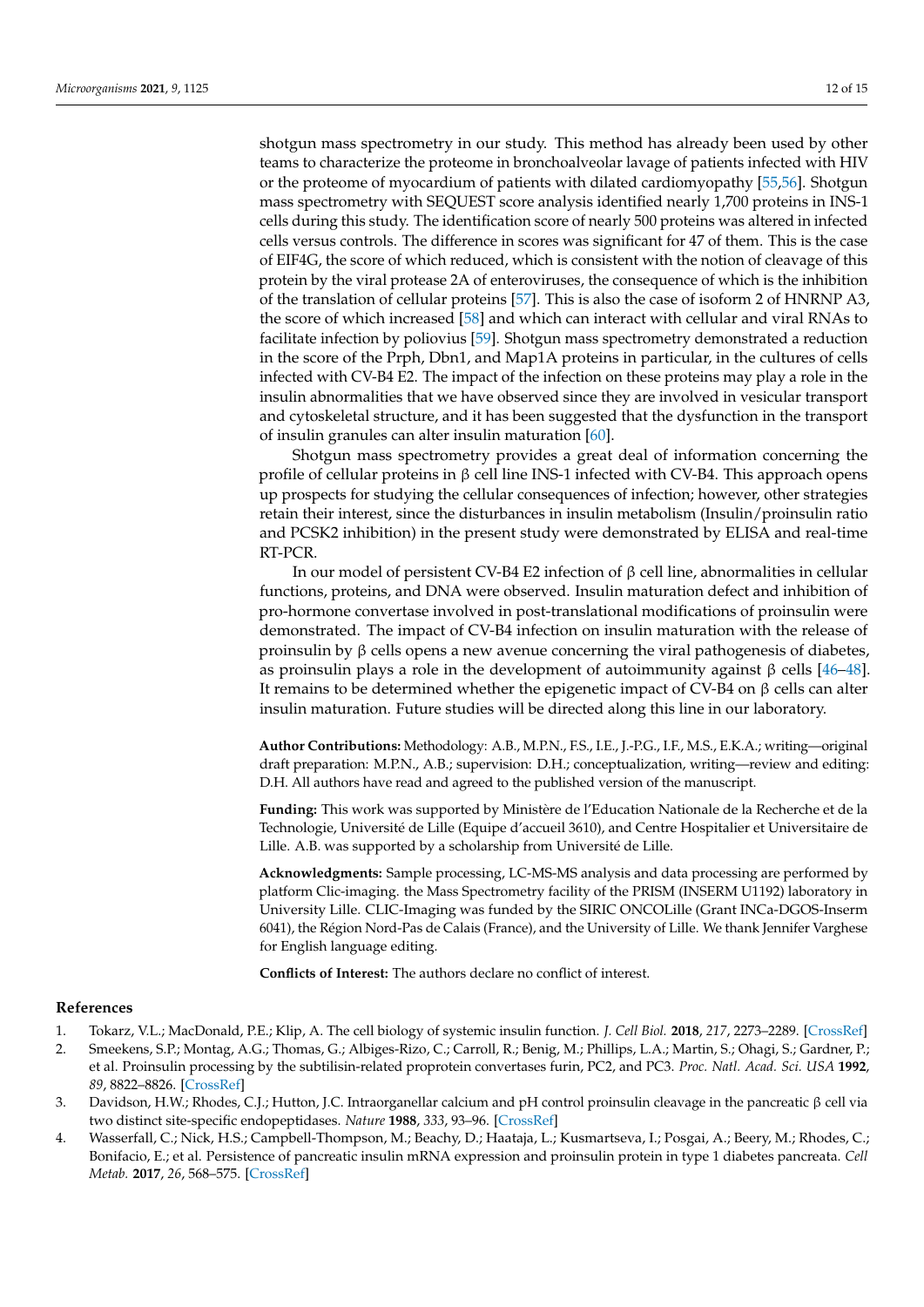shotgun mass spectrometry in our study. This method has already been used by other teams to characterize the proteome in bronchoalveolar lavage of patients infected with HIV or the proteome of myocardium of patients with dilated cardiomyopathy [55,56]. Shotgun mass spectrometry with SEQUEST score analysis identified nearly 1,700 proteins in INS-1 cells during this study. The identification score of nearly 500 proteins was altered in infected cells versus controls. The difference in scores was significant for 47 of them. This is the case of EIF4G, the score of which reduced, which is consistent with the notion of cleavage of this protein by the viral protease 2A of enteroviruses, the consequence of which is the inhibition of the translation of cellular proteins [57]. This is also the case of isoform 2 of HNRNP A3, the score of which increased [58] and which can interact with cellular and viral RNAs to facilitate infection by poliovius [59]. Shotgun mass spectrometry demonstrated a reduction in the score of the Prph, Dbn1, and Map1A proteins in particular, in the cultures of cells infected with CV-B4 E2. The impact of the infection on these proteins may play a role in the insulin abnormalities that we have observed since they are involved in vesicular transport and cytoskeletal structure, and it has been suggested that the dysfunction in the transport of insulin granules can alter insulin maturation [60].

Shotgun mass spectrometry provides a great deal of information concerning the profile of cellular proteins in β cell line INS-1 infected with CV-B4. This approach opens up prospects for studying the cellular consequences of infection; however, other strategies retain their interest, since the disturbances in insulin metabolism (Insulin/proinsulin ratio and PCSK2 inhibition) in the present study were demonstrated by ELISA and real-time RT-PCR.

In our model of persistent CV-B4 E2 infection of β cell line, abnormalities in cellular functions, proteins, and DNA were observed. Insulin maturation defect and inhibition of pro-hormone convertase involved in post-translational modifications of proinsulin were demonstrated. The impact of CV-B4 infection on insulin maturation with the release of proinsulin by β cells opens a new avenue concerning the viral pathogenesis of diabetes, as proinsulin plays a role in the development of autoimmunity against β cells [46–48]. It remains to be determined whether the epigenetic impact of CV-B4 on β cells can alter insulin maturation. Future studies will be directed along this line in our laboratory.

**Author Contributions:** Methodology: A.B., M.P.N., F.S., I.E., J.-P.G., I.F., M.S., E.K.A.; writing—original draft preparation: M.P.N., A.B.; supervision: D.H.; conceptualization, writing—review and editing: D.H. All authors have read and agreed to the published version of the manuscript.

**Funding:** This work was supported by Ministère de l'Education Nationale de la Recherche et de la Technologie, Université de Lille (Equipe d'accueil 3610), and Centre Hospitalier et Universitaire de Lille. A.B. was supported by a scholarship from Université de Lille.

**Acknowledgments:** Sample processing, LC-MS-MS analysis and data processing are performed by platform Clic-imaging. the Mass Spectrometry facility of the PRISM (INSERM U1192) laboratory in University Lille. CLIC-Imaging was funded by the SIRIC ONCOLille (Grant INCa-DGOS-Inserm 6041), the Région Nord-Pas de Calais (France), and the University of Lille. We thank Jennifer Varghese for English language editing.

**Conflicts of Interest:** The authors declare no conflict of interest.

## References

1. Tokarz, V.L.; MacDonald, P.E.; Klip, A. The cell biology of systemic insulin function. *J. Cell Biol.* **2018**, *217*, 2273–2289. [CrossRef]
2. Smeekens, S.P.; Montag, A.G.; Thomas, G.; Albiges-Rizo, C.; Carroll, R.; Benig, M.; Phillips, L.A.; Martin, S.; Ohagi, S.; Gardner, P.; et al. Proinsulin processing by the subtilisin-related proprotein convertases furin, PC2, and PC3. *Proc. Natl. Acad. Sci. USA* **1992**, *89*, 8822–8826. [CrossRef]
3. Davidson, H.W.; Rhodes, C.J.; Hutton, J.C. Intraorganellar calcium and pH control proinsulin cleavage in the pancreatic β cell via two distinct site-specific endopeptidases. *Nature* **1988**, *333*, 93–96. [CrossRef]
4. Wasserfall, C.; Nick, H.S.; Campbell-Thompson, M.; Beachy, D.; Haataja, L.; Kusmartseva, I.; Posgai, A.; Beery, M.; Rhodes, C.; Bonifacio, E.; et al. Persistence of pancreatic insulin mRNA expression and proinsulin protein in type 1 diabetes pancreata. *Cell Metab.* **2017**, *26*, 568–575. [CrossRef]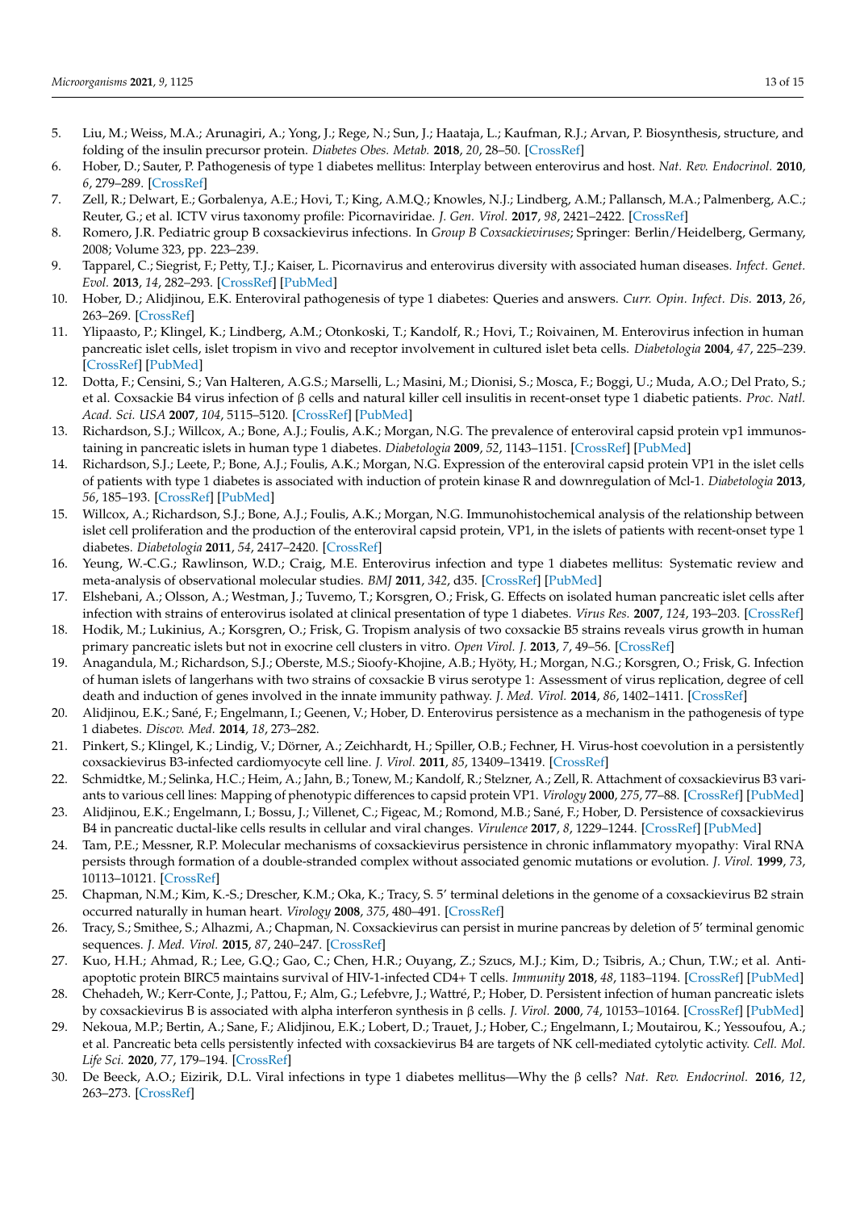5. Liu, M.; Weiss, M.A.; Arunagiri, A.; Yong, J.; Rege, N.; Sun, J.; Haataja, L.; Kaufman, R.J.; Arvan, P. Biosynthesis, structure, and folding of the insulin precursor protein. *Diabetes Obes. Metab.* **2018**, *20*, 28–50. [CrossRef]
6. Hober, D.; Sauter, P. Pathogenesis of type 1 diabetes mellitus: Interplay between enterovirus and host. *Nat. Rev. Endocrinol.* **2010**, *6*, 279–289. [CrossRef]
7. Zell, R.; Delwart, E.; Gorbalenya, A.E.; Hovi, T.; King, A.M.Q.; Knowles, N.J.; Lindberg, A.M.; Pallansch, M.A.; Palmenberg, A.C.; Reuter, G.; et al. ICTV virus taxonomy profile: Picornaviridae. *J. Gen. Virol.* **2017**, *98*, 2421–2422. [CrossRef]
8. Romero, J.R. Pediatric group B coxsackievirus infections. In *Group B Coxsackieviruses*; Springer: Berlin/Heidelberg, Germany, 2008; Volume 323, pp. 223–239.
9. Tapparel, C.; Siegrist, F.; Petty, T.J.; Kaiser, L. Picornavirus and enterovirus diversity with associated human diseases. *Infect. Genet. Evol.* **2013**, *14*, 282–293. [CrossRef] [PubMed]
10. Hober, D.; Alidjinou, E.K. Enteroviral pathogenesis of type 1 diabetes: Queries and answers. *Curr. Opin. Infect. Dis.* **2013**, *26*, 263–269. [CrossRef]
11. Ylipaasto, P.; Klingel, K.; Lindberg, A.M.; Otonkoski, T.; Kandolf, R.; Hovi, T.; Roivainen, M. Enterovirus infection in human pancreatic islet cells, islet tropism in vivo and receptor involvement in cultured islet beta cells. *Diabetologia* **2004**, *47*, 225–239. [CrossRef] [PubMed]
12. Dotta, F.; Censini, S.; Van Halteren, A.G.S.; Marselli, L.; Masini, M.; Dionisi, S.; Mosca, F.; Boggi, U.; Muda, A.O.; Del Prato, S.; et al. Coxsackie B4 virus infection of β cells and natural killer cell insulitis in recent-onset type 1 diabetic patients. *Proc. Natl. Acad. Sci. USA* **2007**, *104*, 5115–5120. [CrossRef] [PubMed]
13. Richardson, S.J.; Willcox, A.; Bone, A.J.; Foulis, A.K.; Morgan, N.G. The prevalence of enteroviral capsid protein vp1 immunostaining in pancreatic islets in human type 1 diabetes. *Diabetologia* **2009**, *52*, 1143–1151. [CrossRef] [PubMed]
14. Richardson, S.J.; Leete, P.; Bone, A.J.; Foulis, A.K.; Morgan, N.G. Expression of the enteroviral capsid protein VP1 in the islet cells of patients with type 1 diabetes is associated with induction of protein kinase R and downregulation of Mcl-1. *Diabetologia* **2013**, *56*, 185–193. [CrossRef] [PubMed]
15. Willcox, A.; Richardson, S.J.; Bone, A.J.; Foulis, A.K.; Morgan, N.G. Immunohistochemical analysis of the relationship between islet cell proliferation and the production of the enteroviral capsid protein, VP1, in the islets of patients with recent-onset type 1 diabetes. *Diabetologia* **2011**, *54*, 2417–2420. [CrossRef]
16. Yeung, W.-C.G.; Rawlinson, W.D.; Craig, M.E. Enterovirus infection and type 1 diabetes mellitus: Systematic review and meta-analysis of observational molecular studies. *BMJ* **2011**, *342*, d35. [CrossRef] [PubMed]
17. Elshebani, A.; Olsson, A.; Westman, J.; Tuvemo, T.; Korsgren, O.; Frisk, G. Effects on isolated human pancreatic islet cells after infection with strains of enterovirus isolated at clinical presentation of type 1 diabetes. *Virus Res.* **2007**, *124*, 193–203. [CrossRef]
18. Hodik, M.; Lukinius, A.; Korsgren, O.; Frisk, G. Tropism analysis of two coxsackie B5 strains reveals virus growth in human primary pancreatic islets but not in exocrine cell clusters in vitro. *Open Virol. J.* **2013**, *7*, 49–56. [CrossRef]
19. Anagandula, M.; Richardson, S.J.; Oberste, M.S.; Sioofy-Khojine, A.B.; Hyöty, H.; Morgan, N.G.; Korsgren, O.; Frisk, G. Infection of human islets of langerhans with two strains of coxsackie B virus serotype 1: Assessment of virus replication, degree of cell death and induction of genes involved in the innate immunity pathway. *J. Med. Virol.* **2014**, *86*, 1402–1411. [CrossRef]
20. Alidjinou, E.K.; Sané, F.; Engelmann, I.; Geenen, V.; Hober, D. Enterovirus persistence as a mechanism in the pathogenesis of type 1 diabetes. *Discov. Med.* **2014**, *18*, 273–282.
21. Pinkert, S.; Klingel, K.; Lindig, V.; Dörner, A.; Zeichhardt, H.; Spiller, O.B.; Fechner, H. Virus-host coevolution in a persistently coxsackievirus B3-infected cardiomyocyte cell line. *J. Virol.* **2011**, *85*, 13409–13419. [CrossRef]
22. Schmidtke, M.; Selinka, H.C.; Heim, A.; Jahn, B.; Tonew, M.; Kandolf, R.; Stelzner, A.; Zell, R. Attachment of coxsackievirus B3 variants to various cell lines: Mapping of phenotypic differences to capsid protein VP1. *Virology* **2000**, *275*, 77–88. [CrossRef] [PubMed]
23. Alidjinou, E.K.; Engelmann, I.; Bossu, J.; Villenet, C.; Figeac, M.; Romond, M.B.; Sané, F.; Hober, D. Persistence of coxsackievirus B4 in pancreatic ductal-like cells results in cellular and viral changes. *Virulence* **2017**, *8*, 1229–1244. [CrossRef] [PubMed]
24. Tam, P.E.; Messner, R.P. Molecular mechanisms of coxsackievirus persistence in chronic inflammatory myopathy: Viral RNA persists through formation of a double-stranded complex without associated genomic mutations or evolution. *J. Virol.* **1999**, *73*, 10113–10121. [CrossRef]
25. Chapman, N.M.; Kim, K.-S.; Drescher, K.M.; Oka, K.; Tracy, S. 5′ terminal deletions in the genome of a coxsackievirus B2 strain occurred naturally in human heart. *Virology* **2008**, *375*, 480–491. [CrossRef]
26. Tracy, S.; Smithee, S.; Alhazmi, A.; Chapman, N. Coxsackievirus can persist in murine pancreas by deletion of 5′ terminal genomic sequences. *J. Med. Virol.* **2015**, *87*, 240–247. [CrossRef]
27. Kuo, H.H.; Ahmad, R.; Lee, G.Q.; Gao, C.; Chen, H.R.; Ouyang, Z.; Szucs, M.J.; Kim, D.; Tsibris, A.; Chun, T.W.; et al. Anti-apoptotic protein BIRC5 maintains survival of HIV-1-infected CD4+ T cells. *Immunity* **2018**, *48*, 1183–1194. [CrossRef] [PubMed]
28. Chehadeh, W.; Kerr-Conte, J.; Pattou, F.; Alm, G.; Lefebvre, J.; Wattré, P.; Hober, D. Persistent infection of human pancreatic islets by coxsackievirus B is associated with alpha interferon synthesis in β cells. *J. Virol.* **2000**, *74*, 10153–10164. [CrossRef] [PubMed]
29. Nekoua, M.P.; Bertin, A.; Sane, F.; Alidjinou, E.K.; Lobert, D.; Trauet, J.; Hober, C.; Engelmann, I.; Moutairou, K.; Yessoufou, A.; et al. Pancreatic beta cells persistently infected with coxsackievirus B4 are targets of NK cell-mediated cytolytic activity. *Cell. Mol. Life Sci.* **2020**, *77*, 179–194. [CrossRef]
30. De Beeck, A.O.; Eizirik, D.L. Viral infections in type 1 diabetes mellitus—Why the β cells? *Nat. Rev. Endocrinol.* **2016**, *12*, 263–273. [CrossRef]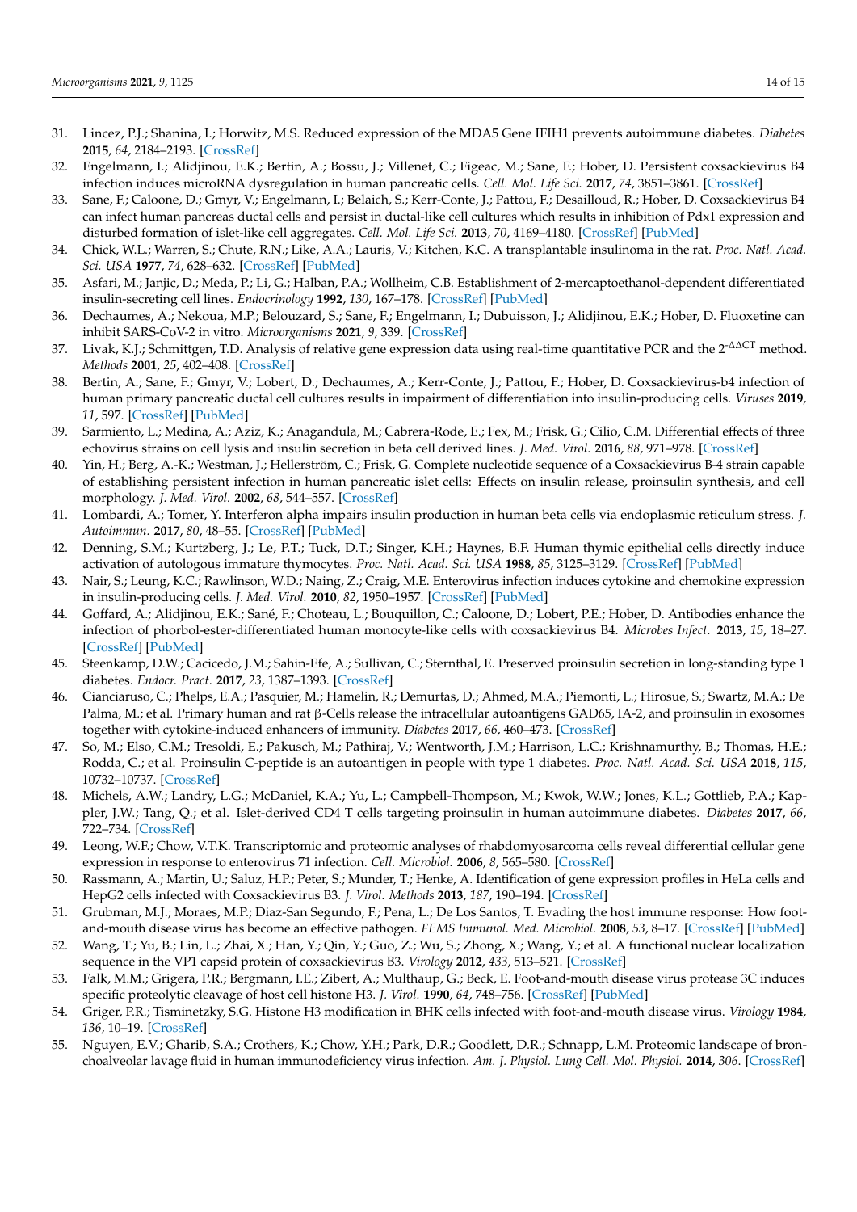31. Lincez, P.J.; Shanina, I.; Horwitz, M.S. Reduced expression of the MDA5 Gene IFIH1 prevents autoimmune diabetes. *Diabetes* **2015**, *64*, 2184–2193. [CrossRef]
32. Engelmann, I.; Alidjinou, E.K.; Bertin, A.; Bossu, J.; Villenet, C.; Figeac, M.; Sane, F.; Hober, D. Persistent coxsackievirus B4 infection induces microRNA dysregulation in human pancreatic cells. *Cell. Mol. Life Sci.* **2017**, *74*, 3851–3861. [CrossRef]
33. Sane, F.; Caloone, D.; Gmyr, V.; Engelmann, I.; Belaich, S.; Kerr-Conte, J.; Pattou, F.; Desailloud, R.; Hober, D. Coxsackievirus B4 can infect human pancreas ductal cells and persist in ductal-like cell cultures which results in inhibition of Pdx1 expression and disturbed formation of islet-like cell aggregates. *Cell. Mol. Life Sci.* **2013**, *70*, 4169–4180. [CrossRef] [PubMed]
34. Chick, W.L.; Warren, S.; Chute, R.N.; Like, A.A.; Lauris, V.; Kitchen, K.C. A transplantable insulinoma in the rat. *Proc. Natl. Acad. Sci. USA* **1977**, *74*, 628–632. [CrossRef] [PubMed]
35. Asfari, M.; Janjic, D.; Meda, P.; Li, G.; Halban, P.A.; Wollheim, C.B. Establishment of 2-mercaptoethanol-dependent differentiated insulin-secreting cell lines. *Endocrinology* **1992**, *130*, 167–178. [CrossRef] [PubMed]
36. Dechaumes, A.; Nekoua, M.P.; Belouzard, S.; Sane, F.; Engelmann, I.; Dubuisson, J.; Alidjinou, E.K.; Hober, D. Fluoxetine can inhibit SARS-CoV-2 in vitro. *Microorganisms* **2021**, *9*, 339. [CrossRef]
37. Livak, K.J.; Schmittgen, T.D. Analysis of relative gene expression data using real-time quantitative PCR and the $2^{-\Delta\Delta CT}$ method. *Methods* **2001**, *25*, 402–408. [CrossRef]
38. Bertin, A.; Sane, F.; Gmyr, V.; Lobert, D.; Dechaumes, A.; Kerr-Conte, J.; Pattou, F.; Hober, D. Coxsackievirus-b4 infection of human primary pancreatic ductal cell cultures results in impairment of differentiation into insulin-producing cells. *Viruses* **2019**, *11*, 597. [CrossRef] [PubMed]
39. Sarmiento, L.; Medina, A.; Aziz, K.; Anagandula, M.; Cabrera-Rode, E.; Fex, M.; Frisk, G.; Cilio, C.M. Differential effects of three echovirus strains on cell lysis and insulin secretion in beta cell derived lines. *J. Med. Virol.* **2016**, *88*, 971–978. [CrossRef]
40. Yin, H.; Berg, A.-K.; Westman, J.; Hellerström, C.; Frisk, G. Complete nucleotide sequence of a Coxsackievirus B-4 strain capable of establishing persistent infection in human pancreatic islet cells: Effects on insulin release, proinsulin synthesis, and cell morphology. *J. Med. Virol.* **2002**, *68*, 544–557. [CrossRef]
41. Lombardi, A.; Tomer, Y. Interferon alpha impairs insulin production in human beta cells via endoplasmic reticulum stress. *J. Autoimmun.* **2017**, *80*, 48–55. [CrossRef] [PubMed]
42. Denning, S.M.; Kurtzberg, J.; Le, P.T.; Tuck, D.T.; Singer, K.H.; Haynes, B.F. Human thymic epithelial cells directly induce activation of autologous immature thymocytes. *Proc. Natl. Acad. Sci. USA* **1988**, *85*, 3125–3129. [CrossRef] [PubMed]
43. Nair, S.; Leung, K.C.; Rawlinson, W.D.; Naing, Z.; Craig, M.E. Enterovirus infection induces cytokine and chemokine expression in insulin-producing cells. *J. Med. Virol.* **2010**, *82*, 1950–1957. [CrossRef] [PubMed]
44. Goffard, A.; Alidjinou, E.K.; Sané, F.; Choteau, L.; Bouquillon, C.; Caloone, D.; Lobert, P.E.; Hober, D. Antibodies enhance the infection of phorbol-ester-differentiated human monocyte-like cells with coxsackievirus B4. *Microbes Infect.* **2013**, *15*, 18–27. [CrossRef] [PubMed]
45. Steenkamp, D.W.; Cacicedo, J.M.; Sahin-Efe, A.; Sullivan, C.; Sternthal, E. Preserved proinsulin secretion in long-standing type 1 diabetes. *Endocr. Pract.* **2017**, *23*, 1387–1393. [CrossRef]
46. Cianciaruso, C.; Phelps, E.A.; Pasquier, M.; Hamelin, R.; Demurtas, D.; Ahmed, M.A.; Piemonti, L.; Hirosue, S.; Swartz, M.A.; De Palma, M.; et al. Primary human and rat β-Cells release the intracellular autoantigens GAD65, IA-2, and proinsulin in exosomes together with cytokine-induced enhancers of immunity. *Diabetes* **2017**, *66*, 460–473. [CrossRef]
47. So, M.; Elso, C.M.; Tresoldi, E.; Pakusch, M.; Pathiraj, V.; Wentworth, J.M.; Harrison, L.C.; Krishnamurthy, B.; Thomas, H.E.; Rodda, C.; et al. Proinsulin C-peptide is an autoantigen in people with type 1 diabetes. *Proc. Natl. Acad. Sci. USA* **2018**, *115*, 10732–10737. [CrossRef]
48. Michels, A.W.; Landry, L.G.; McDaniel, K.A.; Yu, L.; Campbell-Thompson, M.; Kwok, W.W.; Jones, K.L.; Gottlieb, P.A.; Kappler, J.W.; Tang, Q.; et al. Islet-derived CD4 T cells targeting proinsulin in human autoimmune diabetes. *Diabetes* **2017**, *66*, 722–734. [CrossRef]
49. Leong, W.F.; Chow, V.T.K. Transcriptomic and proteomic analyses of rhabdomyosarcoma cells reveal differential cellular gene expression in response to enterovirus 71 infection. *Cell. Microbiol.* **2006**, *8*, 565–580. [CrossRef]
50. Rassmann, A.; Martin, U.; Saluz, H.P.; Peter, S.; Munder, T.; Henke, A. Identification of gene expression profiles in HeLa cells and HepG2 cells infected with Coxsackievirus B3. *J. Virol. Methods* **2013**, *187*, 190–194. [CrossRef]
51. Grubman, M.J.; Moraes, M.P.; Diaz-San Segundo, F.; Pena, L.; De Los Santos, T. Evading the host immune response: How foot-and-mouth disease virus has become an effective pathogen. *FEMS Immunol. Med. Microbiol.* **2008**, *53*, 8–17. [CrossRef] [PubMed]
52. Wang, T.; Yu, B.; Lin, L.; Zhai, X.; Han, Y.; Qin, Y.; Guo, Z.; Wu, S.; Zhong, X.; Wang, Y.; et al. A functional nuclear localization sequence in the VP1 capsid protein of coxsackievirus B3. *Virology* **2012**, *433*, 513–521. [CrossRef]
53. Falk, M.M.; Grigera, P.R.; Bergmann, I.E.; Zibert, A.; Multhaup, G.; Beck, E. Foot-and-mouth disease virus protease 3C induces specific proteolytic cleavage of host cell histone H3. *J. Virol.* **1990**, *64*, 748–756. [CrossRef] [PubMed]
54. Griger, P.R.; Tisminetzky, S.G. Histone H3 modification in BHK cells infected with foot-and-mouth disease virus. *Virology* **1984**, *136*, 10–19. [CrossRef]
55. Nguyen, E.V.; Gharib, S.A.; Crothers, K.; Chow, Y.H.; Park, D.R.; Goodlett, D.R.; Schnapp, L.M. Proteomic landscape of bronchoalveolar lavage fluid in human immunodeficiency virus infection. *Am. J. Physiol. Lung Cell. Mol. Physiol.* **2014**, *306*. [CrossRef]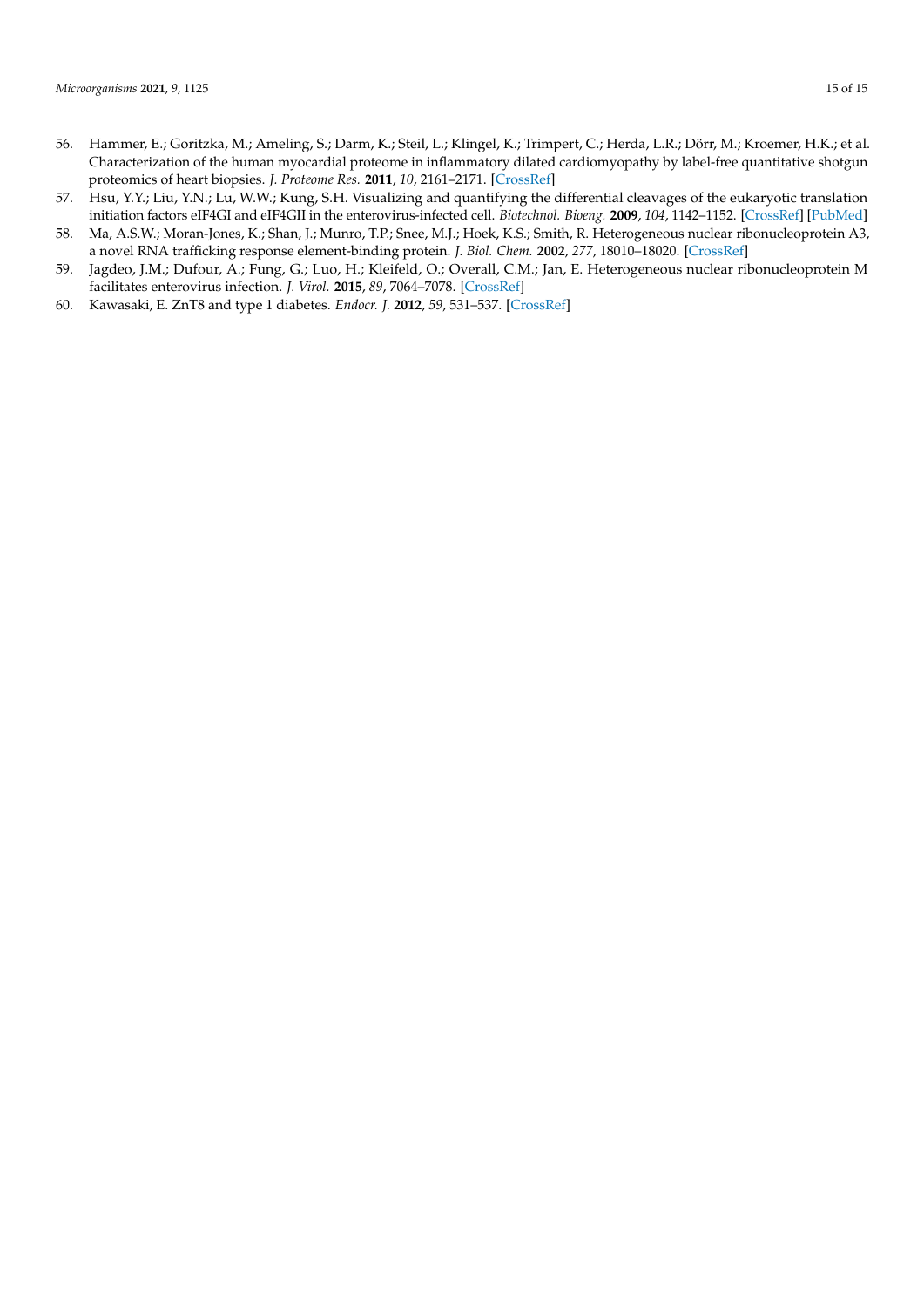56. Hammer, E.; Goritzka, M.; Ameling, S.; Darm, K.; Steil, L.; Klingel, K.; Trimpert, C.; Herda, L.R.; Dörr, M.; Kroemer, H.K.; et al. Characterization of the human myocardial proteome in inflammatory dilated cardiomyopathy by label-free quantitative shotgun proteomics of heart biopsies. *J. Proteome Res.* **2011**, *10*, 2161–2171. [CrossRef]
57. Hsu, Y.Y.; Liu, Y.N.; Lu, W.W.; Kung, S.H. Visualizing and quantifying the differential cleavages of the eukaryotic translation initiation factors eIF4GI and eIF4GII in the enterovirus-infected cell. *Biotechnol. Bioeng.* **2009**, *104*, 1142–1152. [CrossRef] [PubMed]
58. Ma, A.S.W.; Moran-Jones, K.; Shan, J.; Munro, T.P.; Snee, M.J.; Hoek, K.S.; Smith, R. Heterogeneous nuclear ribonucleoprotein A3, a novel RNA trafficking response element-binding protein. *J. Biol. Chem.* **2002**, *277*, 18010–18020. [CrossRef]
59. Jagdeo, J.M.; Dufour, A.; Fung, G.; Luo, H.; Kleifeld, O.; Overall, C.M.; Jan, E. Heterogeneous nuclear ribonucleoprotein M facilitates enterovirus infection. *J. Virol.* **2015**, *89*, 7064–7078. [CrossRef]
60. Kawasaki, E. ZnT8 and type 1 diabetes. *Endocr. J.* **2012**, *59*, 531–537. [CrossRef]